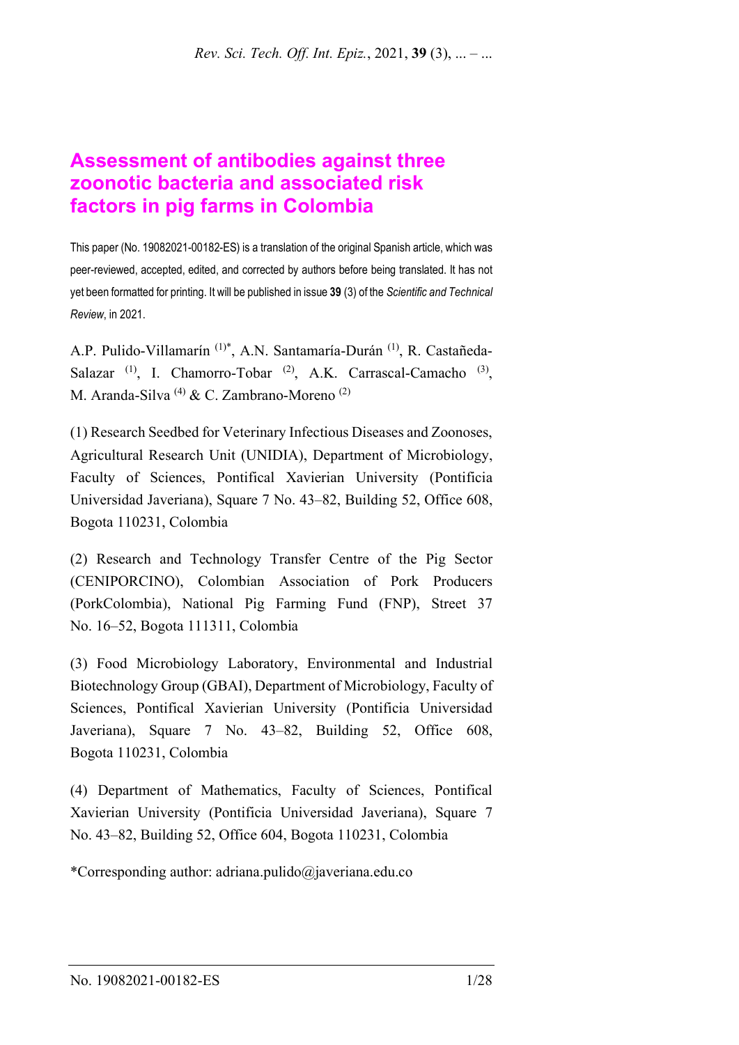# Assessment of antibodies against three zoonotic bacteria and associated risk factors in pig farms in Colombia

This paper (No. 19082021-00182-ES) is a translation of the original Spanish article, which was peer-reviewed, accepted, edited, and corrected by authors before being translated. It has not yet been formatted for printing. It will be published in issue **39** (3) of the *Scientific and Technical Review*, in 2021.

A.P. Pulido-Villamarín [1]*, A.N. Santamaría-Durán [1], R. Castañeda-Salazar [1], I. Chamorro-Tobar [2], A.K. Carrascal-Camacho [3], M. Aranda-Silva [4] & C. Zambrano-Moreno [2]

(1) Research Seedbed for Veterinary Infectious Diseases and Zoonoses, Agricultural Research Unit (UNIDIA), Department of Microbiology, Faculty of Sciences, Pontifical Xavierian University (Pontificia Universidad Javeriana), Square 7 No. 43–82, Building 52, Office 608, Bogota 110231, Colombia

(2) Research and Technology Transfer Centre of the Pig Sector (CENIPORCINO), Colombian Association of Pork Producers (PorkColombia), National Pig Farming Fund (FNP), Street 37 No. 16–52, Bogota 111311, Colombia

(3) Food Microbiology Laboratory, Environmental and Industrial Biotechnology Group (GBAI), Department of Microbiology, Faculty of Sciences, Pontifical Xavierian University (Pontificia Universidad Javeriana), Square 7 No. 43–82, Building 52, Office 608, Bogota 110231, Colombia

(4) Department of Mathematics, Faculty of Sciences, Pontifical Xavierian University (Pontificia Universidad Javeriana), Square 7 No. 43–82, Building 52, Office 604, Bogota 110231, Colombia

*Corresponding author: adriana.pulido@javeriana.edu.co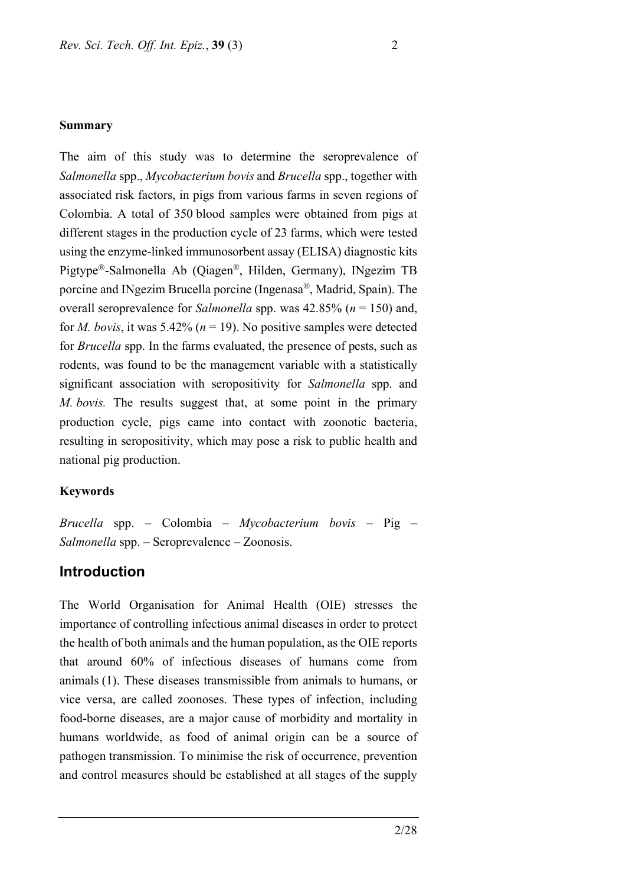**Summary**

The aim of this study was to determine the seroprevalence of *Salmonella* spp., *Mycobacterium bovis* and *Brucella* spp., together with associated risk factors, in pigs from various farms in seven regions of Colombia. A total of 350 blood samples were obtained from pigs at different stages in the production cycle of 23 farms, which were tested using the enzyme-linked immunosorbent assay (ELISA) diagnostic kits Pigtype®-Salmonella Ab (Qiagen®, Hilden, Germany), INgezim TB porcine and INgezim Brucella porcine (Ingenasa®, Madrid, Spain). The overall seroprevalence for *Salmonella* spp. was 42.85% ($n = 150$) and, for *M. bovis*, it was 5.42% ($n = 19$). No positive samples were detected for *Brucella* spp. In the farms evaluated, the presence of pests, such as rodents, was found to be the management variable with a statistically significant association with seropositivity for *Salmonella* spp. and *M. bovis.* The results suggest that, at some point in the primary production cycle, pigs came into contact with zoonotic bacteria, resulting in seropositivity, which may pose a risk to public health and national pig production.

**Keywords**

*Brucella* spp. – Colombia – *Mycobacterium bovis* – Pig – *Salmonella* spp. – Seroprevalence – Zoonosis.

## Introduction

The World Organisation for Animal Health (OIE) stresses the importance of controlling infectious animal diseases in order to protect the health of both animals and the human population, as the OIE reports that around 60% of infectious diseases of humans come from animals (1). These diseases transmissible from animals to humans, or vice versa, are called zoonoses. These types of infection, including food-borne diseases, are a major cause of morbidity and mortality in humans worldwide, as food of animal origin can be a source of pathogen transmission. To minimise the risk of occurrence, prevention and control measures should be established at all stages of the supply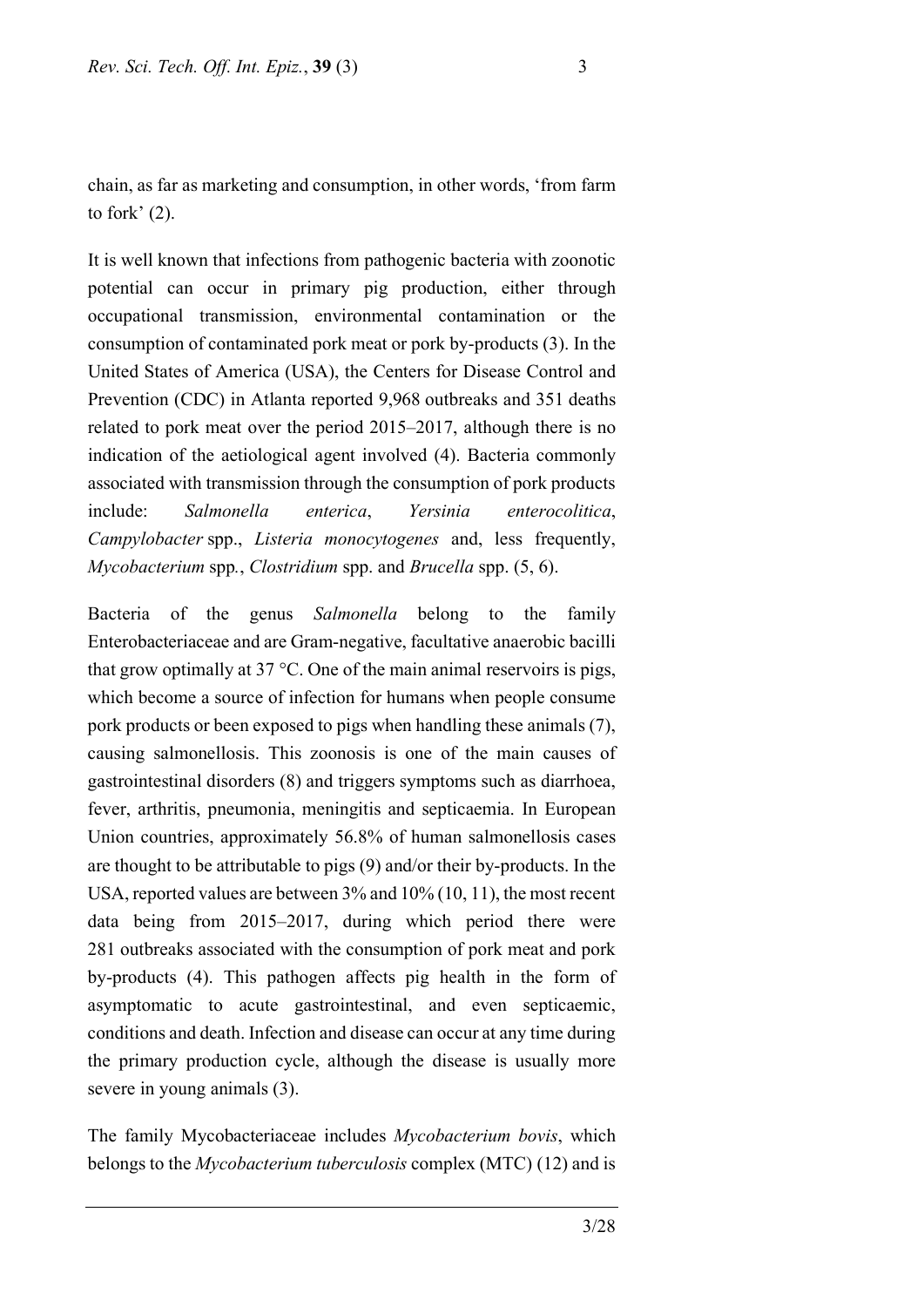chain, as far as marketing and consumption, in other words, 'from farm to fork' (2).

It is well known that infections from pathogenic bacteria with zoonotic potential can occur in primary pig production, either through occupational transmission, environmental contamination or the consumption of contaminated pork meat or pork by-products (3). In the United States of America (USA), the Centers for Disease Control and Prevention (CDC) in Atlanta reported 9,968 outbreaks and 351 deaths related to pork meat over the period 2015–2017, although there is no indication of the aetiological agent involved (4). Bacteria commonly associated with transmission through the consumption of pork products include: *Salmonella enterica*, *Yersinia enterocolitica*, *Campylobacter* spp., *Listeria monocytogenes* and, less frequently, *Mycobacterium* spp., *Clostridium* spp. and *Brucella* spp. (5, 6).

Bacteria of the genus *Salmonella* belong to the family Enterobacteriaceae and are Gram-negative, facultative anaerobic bacilli that grow optimally at 37 °C. One of the main animal reservoirs is pigs, which become a source of infection for humans when people consume pork products or been exposed to pigs when handling these animals (7), causing salmonellosis. This zoonosis is one of the main causes of gastrointestinal disorders (8) and triggers symptoms such as diarrhoea, fever, arthritis, pneumonia, meningitis and septicaemia. In European Union countries, approximately 56.8% of human salmonellosis cases are thought to be attributable to pigs (9) and/or their by-products. In the USA, reported values are between 3% and 10% (10, 11), the most recent data being from 2015–2017, during which period there were 281 outbreaks associated with the consumption of pork meat and pork by-products (4). This pathogen affects pig health in the form of asymptomatic to acute gastrointestinal, and even septicaemic, conditions and death. Infection and disease can occur at any time during the primary production cycle, although the disease is usually more severe in young animals (3).

The family Mycobacteriaceae includes *Mycobacterium bovis*, which belongs to the *Mycobacterium tuberculosis* complex (MTC) (12) and is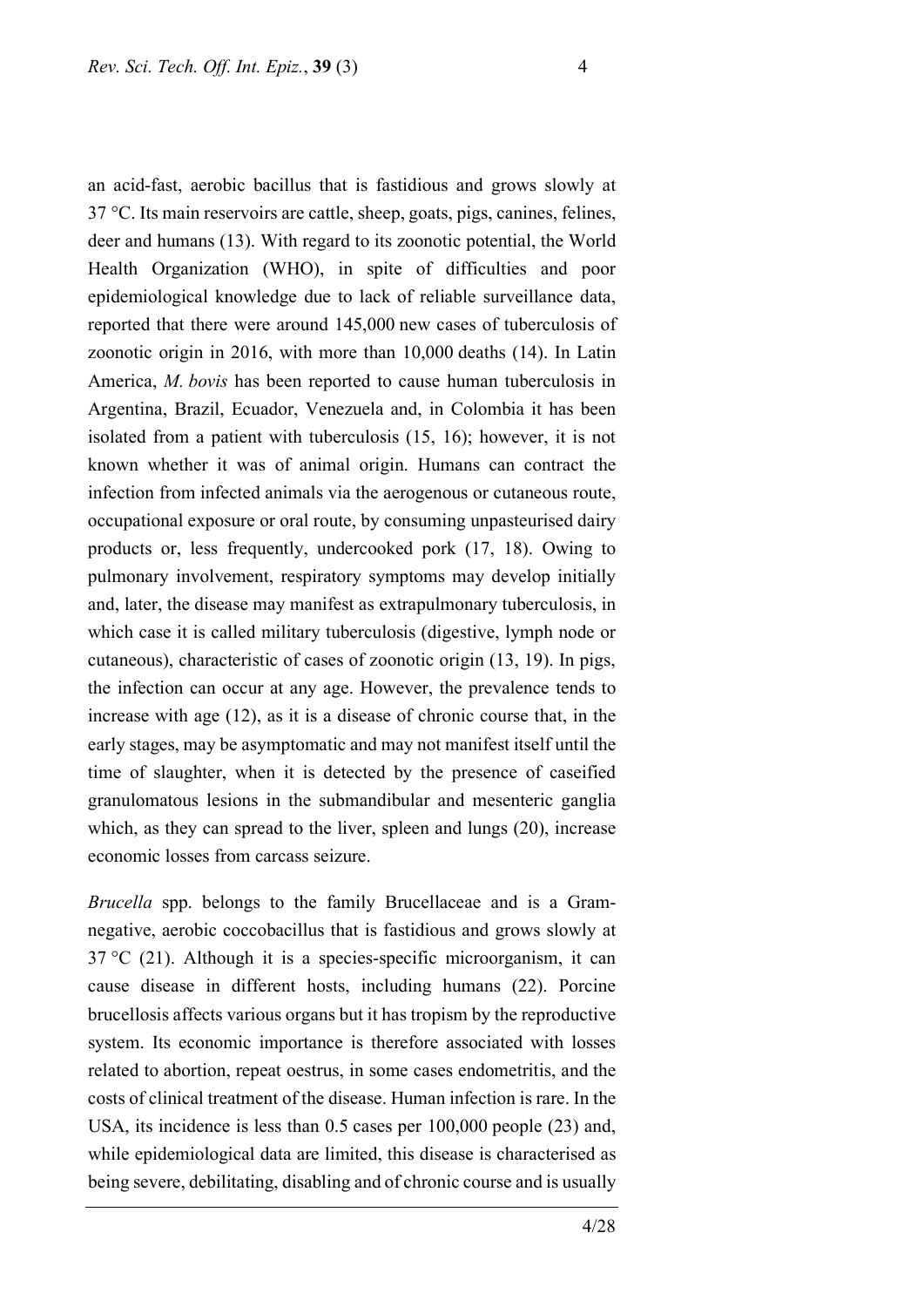an acid-fast, aerobic bacillus that is fastidious and grows slowly at 37 °C. Its main reservoirs are cattle, sheep, goats, pigs, canines, felines, deer and humans (13). With regard to its zoonotic potential, the World Health Organization (WHO), in spite of difficulties and poor epidemiological knowledge due to lack of reliable surveillance data, reported that there were around 145,000 new cases of tuberculosis of zoonotic origin in 2016, with more than 10,000 deaths (14). In Latin America, *M. bovis* has been reported to cause human tuberculosis in Argentina, Brazil, Ecuador, Venezuela and, in Colombia it has been isolated from a patient with tuberculosis (15, 16); however, it is not known whether it was of animal origin. Humans can contract the infection from infected animals via the aerogenous or cutaneous route, occupational exposure or oral route, by consuming unpasteurised dairy products or, less frequently, undercooked pork (17, 18). Owing to pulmonary involvement, respiratory symptoms may develop initially and, later, the disease may manifest as extrapulmonary tuberculosis, in which case it is called military tuberculosis (digestive, lymph node or cutaneous), characteristic of cases of zoonotic origin (13, 19). In pigs, the infection can occur at any age. However, the prevalence tends to increase with age (12), as it is a disease of chronic course that, in the early stages, may be asymptomatic and may not manifest itself until the time of slaughter, when it is detected by the presence of caseified granulomatous lesions in the submandibular and mesenteric ganglia which, as they can spread to the liver, spleen and lungs (20), increase economic losses from carcass seizure.

*Brucella* spp. belongs to the family Brucellaceae and is a Gram-negative, aerobic coccobacillus that is fastidious and grows slowly at 37 °C (21). Although it is a species-specific microorganism, it can cause disease in different hosts, including humans (22). Porcine brucellosis affects various organs but it has tropism by the reproductive system. Its economic importance is therefore associated with losses related to abortion, repeat oestrus, in some cases endometritis, and the costs of clinical treatment of the disease. Human infection is rare. In the USA, its incidence is less than 0.5 cases per 100,000 people (23) and, while epidemiological data are limited, this disease is characterised as being severe, debilitating, disabling and of chronic course and is usually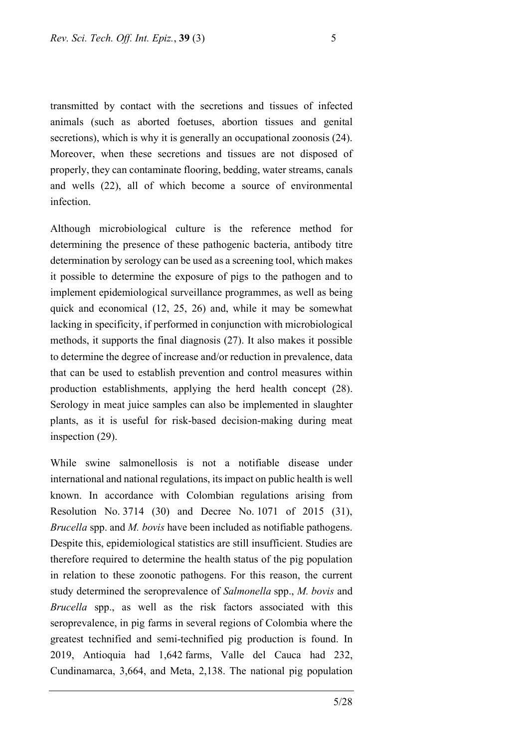transmitted by contact with the secretions and tissues of infected animals (such as aborted foetuses, abortion tissues and genital secretions), which is why it is generally an occupational zoonosis (24). Moreover, when these secretions and tissues are not disposed of properly, they can contaminate flooring, bedding, water streams, canals and wells (22), all of which become a source of environmental infection.

Although microbiological culture is the reference method for determining the presence of these pathogenic bacteria, antibody titre determination by serology can be used as a screening tool, which makes it possible to determine the exposure of pigs to the pathogen and to implement epidemiological surveillance programmes, as well as being quick and economical (12, 25, 26) and, while it may be somewhat lacking in specificity, if performed in conjunction with microbiological methods, it supports the final diagnosis (27). It also makes it possible to determine the degree of increase and/or reduction in prevalence, data that can be used to establish prevention and control measures within production establishments, applying the herd health concept (28). Serology in meat juice samples can also be implemented in slaughter plants, as it is useful for risk-based decision-making during meat inspection (29).

While swine salmonellosis is not a notifiable disease under international and national regulations, its impact on public health is well known. In accordance with Colombian regulations arising from Resolution No. 3714 (30) and Decree No. 1071 of 2015 (31), *Brucella* spp. and *M. bovis* have been included as notifiable pathogens. Despite this, epidemiological statistics are still insufficient. Studies are therefore required to determine the health status of the pig population in relation to these zoonotic pathogens. For this reason, the current study determined the seroprevalence of *Salmonella* spp., *M. bovis* and *Brucella* spp., as well as the risk factors associated with this seroprevalence, in pig farms in several regions of Colombia where the greatest technified and semi-technified pig production is found. In 2019, Antioquia had 1,642 farms, Valle del Cauca had 232, Cundinamarca, 3,664, and Meta, 2,138. The national pig population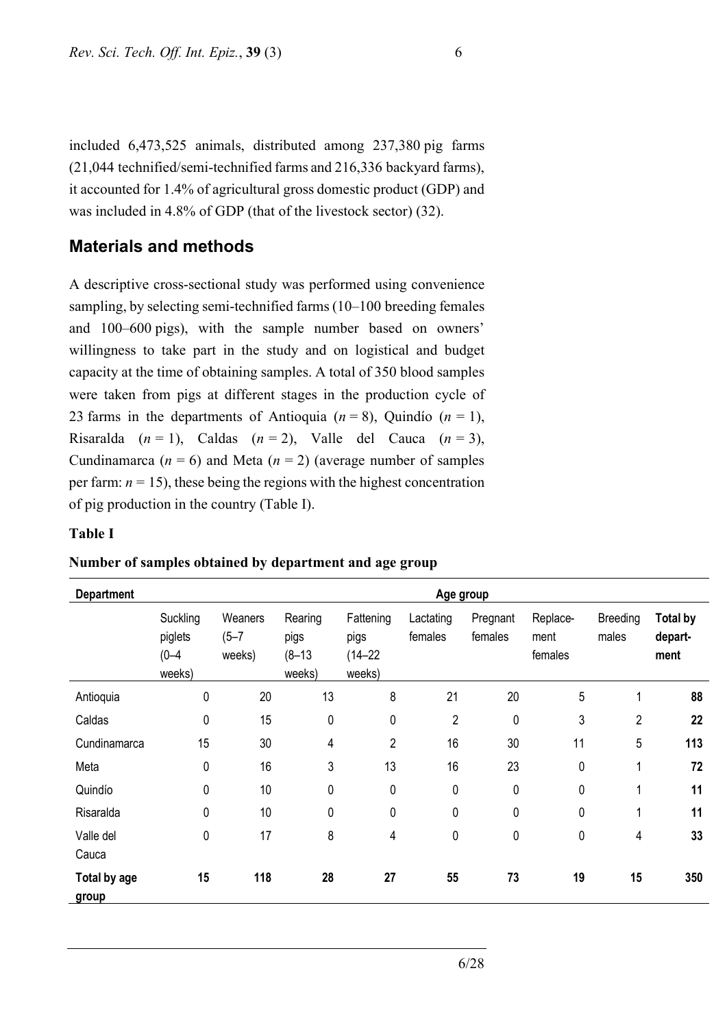included 6,473,525 animals, distributed among 237,380 pig farms (21,044 technified/semi-technified farms and 216,336 backyard farms), it accounted for 1.4% of agricultural gross domestic product (GDP) and was included in 4.8% of GDP (that of the livestock sector) (32).

## Materials and methods

A descriptive cross-sectional study was performed using convenience sampling, by selecting semi-technified farms (10–100 breeding females and 100–600 pigs), with the sample number based on owners' willingness to take part in the study and on logistical and budget capacity at the time of obtaining samples. A total of 350 blood samples were taken from pigs at different stages in the production cycle of 23 farms in the departments of Antioquia ($n = 8$), Quindío ($n = 1$), Risaralda ($n = 1$), Caldas ($n = 2$), Valle del Cauca ($n = 3$), Cundinamarca ($n = 6$) and Meta ($n = 2$) (average number of samples per farm: $n = 15$), these being the regions with the highest concentration of pig production in the country (Table I).

**Table I**

**Number of samples obtained by department and age group**

| Department | Age group | | | | | | | | |
|---|---|---|---|---|---|---|---|---|---|
| | Suckling piglets (0–4 weeks) | Weaners (5–7 weeks) | Rearing pigs (8–13 weeks) | Fattening pigs (14–22 weeks) | Lactating females | Pregnant females | Replace-ment females | Breeding males | **Total by depart-ment** |
| Antioquia | 0 | 20 | 13 | 8 | 21 | 20 | 5 | 1 | **88** |
| Caldas | 0 | 15 | 0 | 0 | 2 | 0 | 3 | 2 | **22** |
| Cundinamarca | 15 | 30 | 4 | 2 | 16 | 30 | 11 | 5 | **113** |
| Meta | 0 | 16 | 3 | 13 | 16 | 23 | 0 | 1 | **72** |
| Quindío | 0 | 10 | 0 | 0 | 0 | 0 | 0 | 1 | **11** |
| Risaralda | 0 | 10 | 0 | 0 | 0 | 0 | 0 | 1 | **11** |
| Valle del Cauca | 0 | 17 | 8 | 4 | 0 | 0 | 0 | 4 | **33** |
| **Total by age group** | **15** | **118** | **28** | **27** | **55** | **73** | **19** | **15** | **350** |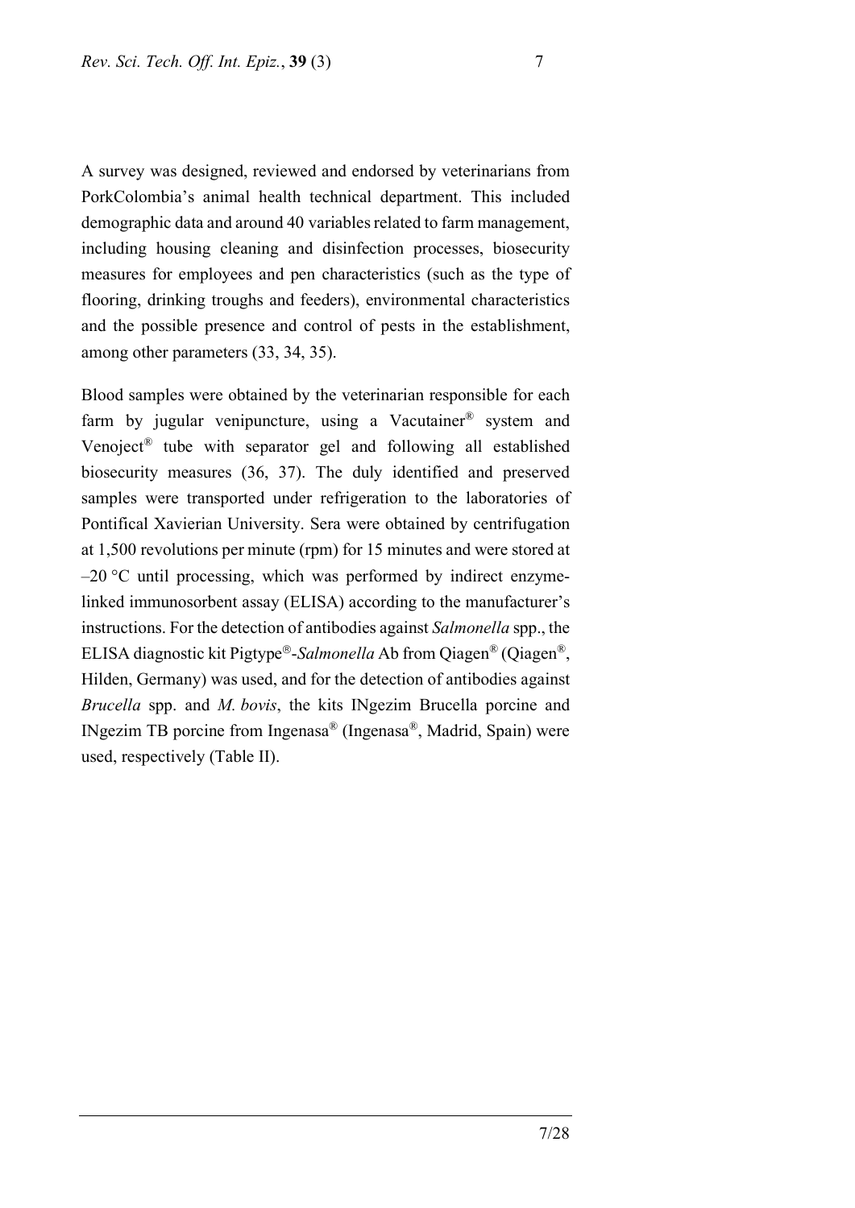A survey was designed, reviewed and endorsed by veterinarians from PorkColombia's animal health technical department. This included demographic data and around 40 variables related to farm management, including housing cleaning and disinfection processes, biosecurity measures for employees and pen characteristics (such as the type of flooring, drinking troughs and feeders), environmental characteristics and the possible presence and control of pests in the establishment, among other parameters (33, 34, 35).

Blood samples were obtained by the veterinarian responsible for each farm by jugular venipuncture, using a Vacutainer® system and Venoject® tube with separator gel and following all established biosecurity measures (36, 37). The duly identified and preserved samples were transported under refrigeration to the laboratories of Pontifical Xavierian University. Sera were obtained by centrifugation at 1,500 revolutions per minute (rpm) for 15 minutes and were stored at –20 °C until processing, which was performed by indirect enzyme-linked immunosorbent assay (ELISA) according to the manufacturer's instructions. For the detection of antibodies against *Salmonella* spp., the ELISA diagnostic kit Pigtype®-*Salmonella* Ab from Qiagen® (Qiagen®, Hilden, Germany) was used, and for the detection of antibodies against *Brucella* spp. and *M. bovis*, the kits INgezim Brucella porcine and INgezim TB porcine from Ingenasa® (Ingenasa®, Madrid, Spain) were used, respectively (Table II).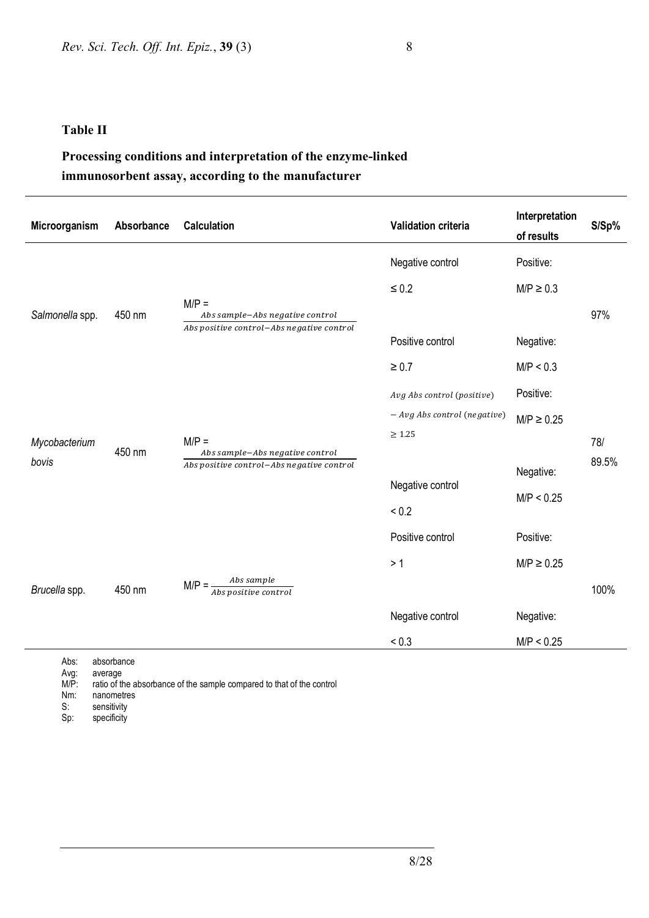**Table II**

**Processing conditions and interpretation of the enzyme-linked immunosorbent assay, according to the manufacturer**

| Microorganism | Absorbance | Calculation | Validation criteria | Interpretation of results | S/Sp% |
|---|---|---|---|---|---|
| *Salmonella* spp. | 450 nm | M/P = $\frac{Abs\ sample - Abs\ negative\ control}{Abs\ positive\ control - Abs\ negative\ control}$ | Negative control ≤ 0.2<br>Positive control ≥ 0.7 | Positive: M/P ≥ 0.3<br>Negative: M/P < 0.3 | 97% |
| *Mycobacterium bovis* | 450 nm | M/P = $\frac{Abs\ sample - Abs\ negative\ control}{Abs\ positive\ control - Abs\ negative\ control}$ | $Avg\ Abs\ control\ (positive) - Avg\ Abs\ control\ (negative) \geq 1.25$<br>Negative control < 0.2 | Positive: M/P ≥ 0.25<br>Negative: M/P < 0.25 | 78/ 89.5% |
| *Brucella* spp. | 450 nm | M/P = $\frac{Abs\ sample}{Abs\ positive\ control}$ | Positive control > 1<br>Negative control < 0.3 | Positive: M/P ≥ 0.25<br>Negative: M/P < 0.25 | 100% |

Abs: absorbance
Avg: average
M/P: ratio of the absorbance of the sample compared to that of the control
Nm: nanometres
S: sensitivity
Sp: specificity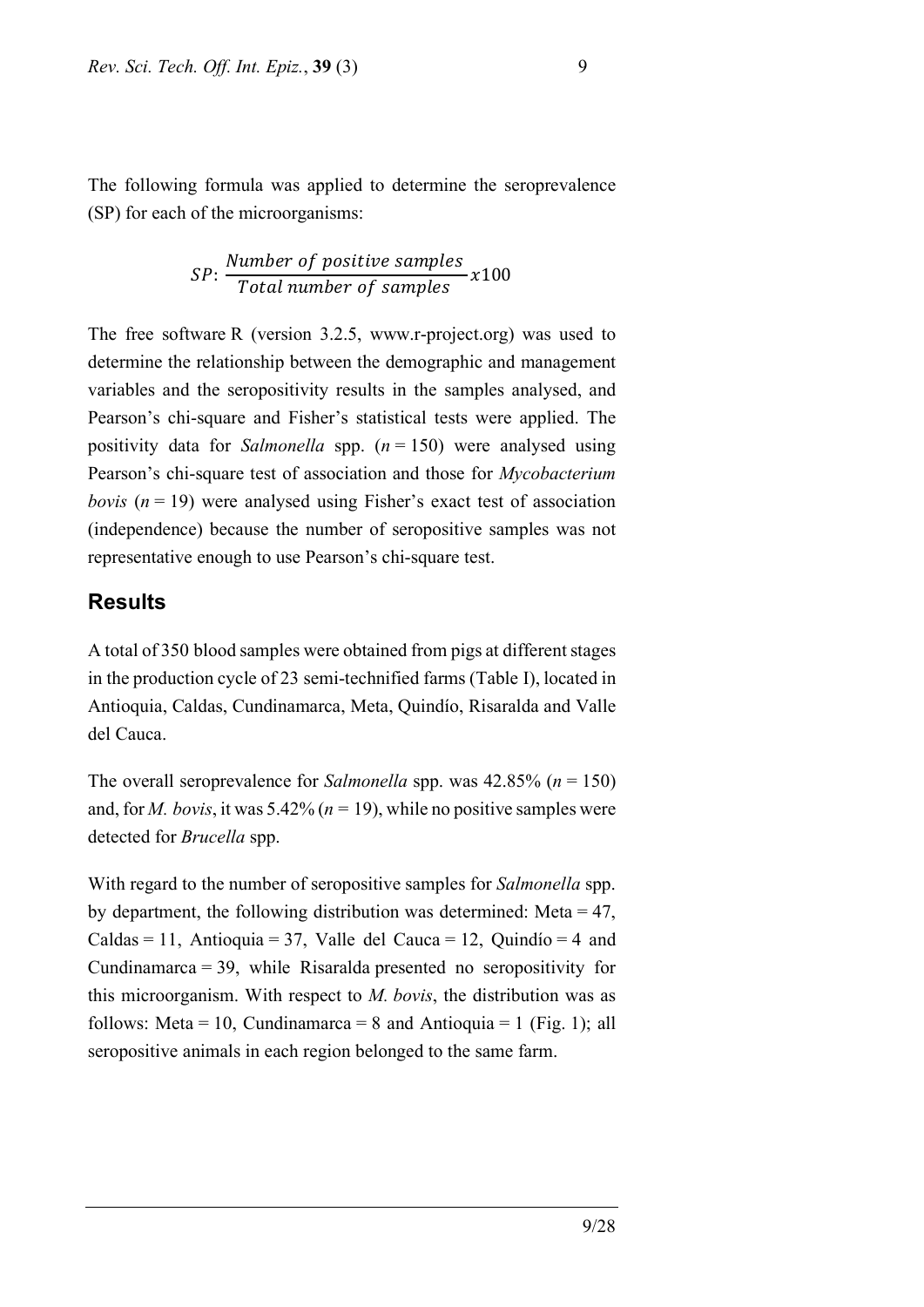The following formula was applied to determine the seroprevalence (SP) for each of the microorganisms:

$$SP: \frac{Number\ of\ positive\ samples}{Total\ number\ of\ samples} x100$$

The free software R (version 3.2.5, www.r-project.org) was used to determine the relationship between the demographic and management variables and the seropositivity results in the samples analysed, and Pearson's chi-square and Fisher's statistical tests were applied. The positivity data for *Salmonella* spp. ($n = 150$) were analysed using Pearson's chi-square test of association and those for *Mycobacterium bovis* ($n = 19$) were analysed using Fisher's exact test of association (independence) because the number of seropositive samples was not representative enough to use Pearson's chi-square test.

## Results

A total of 350 blood samples were obtained from pigs at different stages in the production cycle of 23 semi-technified farms (Table I), located in Antioquia, Caldas, Cundinamarca, Meta, Quindío, Risaralda and Valle del Cauca.

The overall seroprevalence for *Salmonella* spp. was 42.85% ($n = 150$) and, for *M. bovis*, it was 5.42% ($n = 19$), while no positive samples were detected for *Brucella* spp.

With regard to the number of seropositive samples for *Salmonella* spp. by department, the following distribution was determined: Meta = 47, Caldas = 11, Antioquia = 37, Valle del Cauca = 12, Quindío = 4 and Cundinamarca = 39, while Risaralda presented no seropositivity for this microorganism. With respect to *M. bovis*, the distribution was as follows: Meta = 10, Cundinamarca = 8 and Antioquia = 1 (Fig. 1); all seropositive animals in each region belonged to the same farm.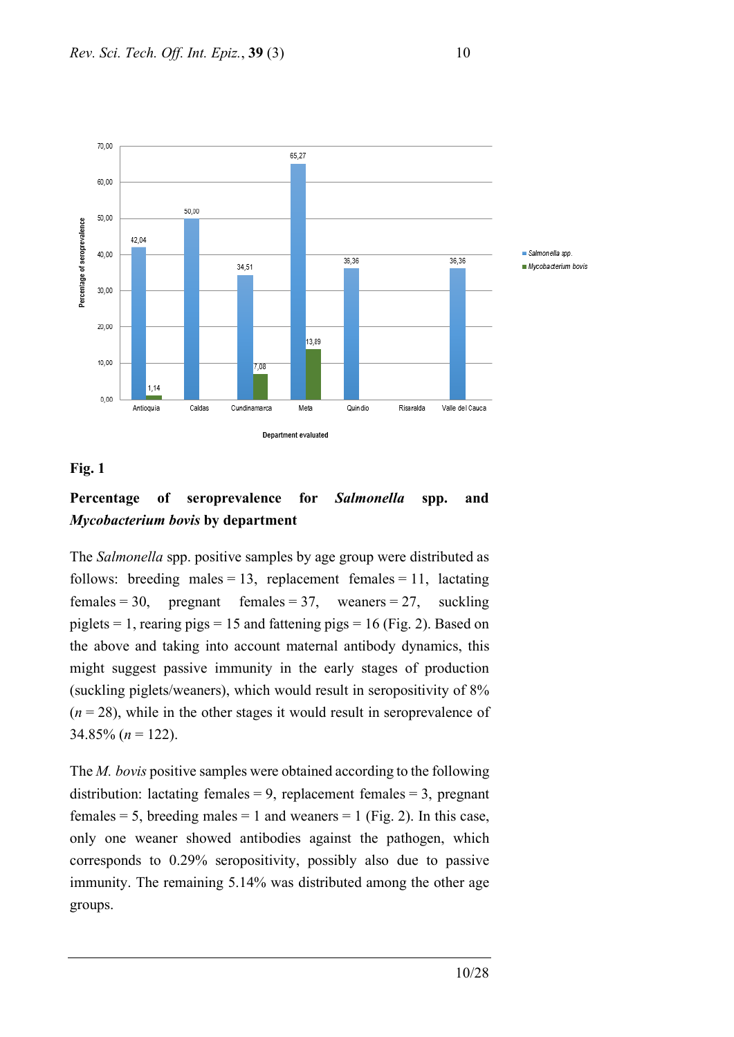**Fig. 1**

**Percentage of seroprevalence for *Salmonella* spp. and *Mycobacterium bovis* by department**

The *Salmonella* spp. positive samples by age group were distributed as follows: breeding males = 13, replacement females = 11, lactating females = 30, pregnant females = 37, weaners = 27, suckling piglets = 1, rearing pigs = 15 and fattening pigs = 16 (Fig. 2). Based on the above and taking into account maternal antibody dynamics, this might suggest passive immunity in the early stages of production (suckling piglets/weaners), which would result in seropositivity of 8% ($n$ = 28), while in the other stages it would result in seroprevalence of 34.85% ($n$ = 122).

The *M. bovis* positive samples were obtained according to the following distribution: lactating females = 9, replacement females = 3, pregnant females = 5, breeding males = 1 and weaners = 1 (Fig. 2). In this case, only one weaner showed antibodies against the pathogen, which corresponds to 0.29% seropositivity, possibly also due to passive immunity. The remaining 5.14% was distributed among the other age groups.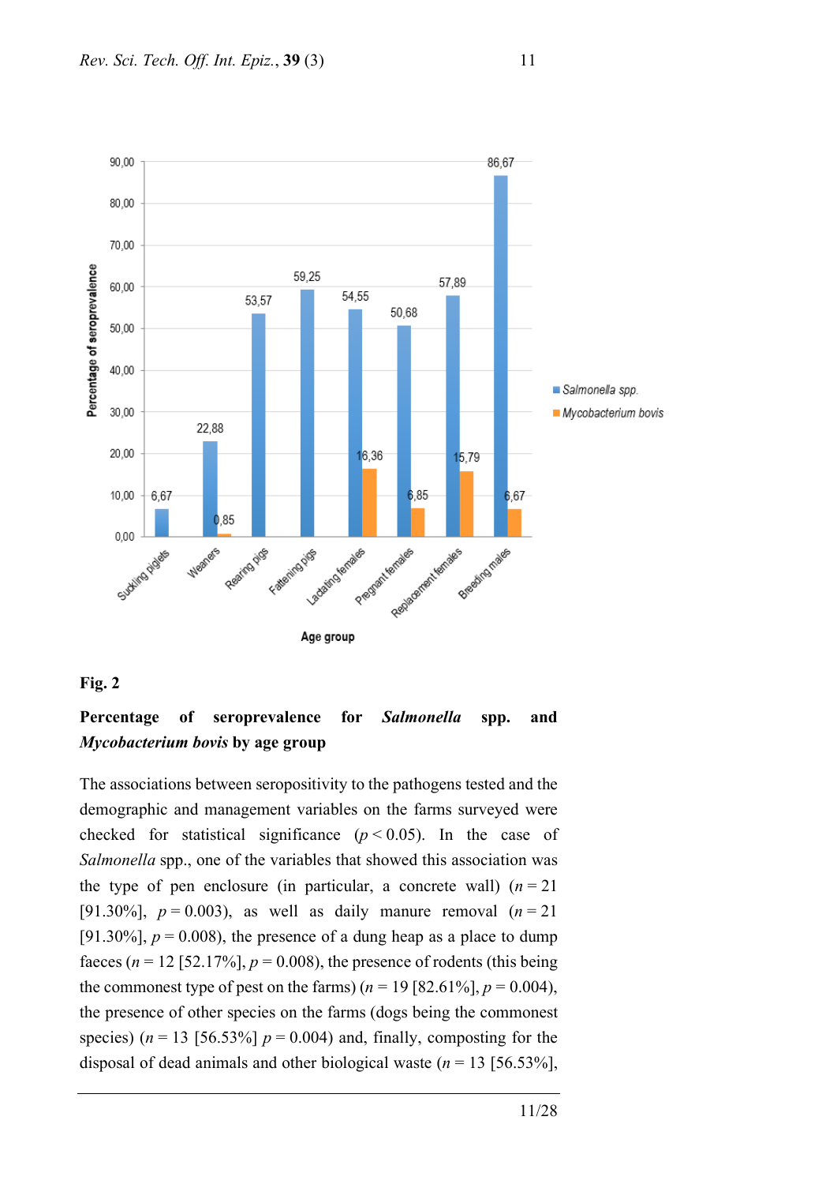**Fig. 2**

**Percentage of seroprevalence for *Salmonella* spp. and *Mycobacterium bovis* by age group**

The associations between seropositivity to the pathogens tested and the demographic and management variables on the farms surveyed were checked for statistical significance ($p < 0.05$). In the case of *Salmonella* spp., one of the variables that showed this association was the type of pen enclosure (in particular, a concrete wall) ($n = 21$ [91.30%], $p = 0.003$), as well as daily manure removal ($n = 21$ [91.30%], $p = 0.008$), the presence of a dung heap as a place to dump faeces ($n = 12$ [52.17%], $p = 0.008$), the presence of rodents (this being the commonest type of pest on the farms) ($n = 19$ [82.61%], $p = 0.004$), the presence of other species on the farms (dogs being the commonest species) ($n = 13$ [56.53%] $p = 0.004$) and, finally, composting for the disposal of dead animals and other biological waste ($n = 13$ [56.53%],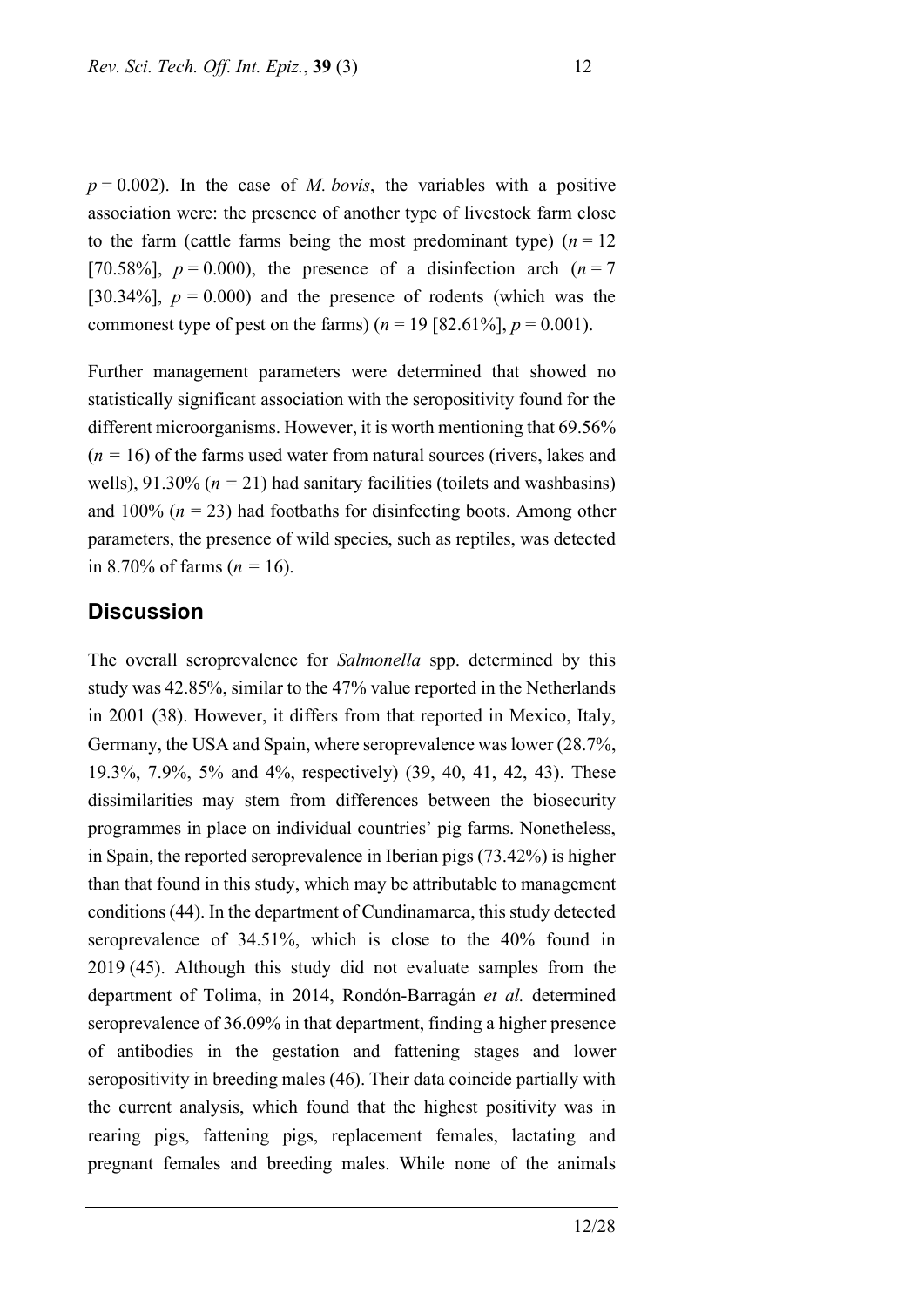$p = 0.002$). In the case of *M. bovis*, the variables with a positive association were: the presence of another type of livestock farm close to the farm (cattle farms being the most predominant type) ($n = 12$ [70.58%], $p = 0.000$), the presence of a disinfection arch ($n = 7$ [30.34%], $p = 0.000$) and the presence of rodents (which was the commonest type of pest on the farms) ($n = 19$ [82.61%], $p = 0.001$).

Further management parameters were determined that showed no statistically significant association with the seropositivity found for the different microorganisms. However, it is worth mentioning that 69.56% ($n = 16$) of the farms used water from natural sources (rivers, lakes and wells), 91.30% ($n = 21$) had sanitary facilities (toilets and washbasins) and 100% ($n = 23$) had footbaths for disinfecting boots. Among other parameters, the presence of wild species, such as reptiles, was detected in 8.70% of farms ($n = 16$).

## Discussion

The overall seroprevalence for *Salmonella* spp. determined by this study was 42.85%, similar to the 47% value reported in the Netherlands in 2001 (38). However, it differs from that reported in Mexico, Italy, Germany, the USA and Spain, where seroprevalence was lower (28.7%, 19.3%, 7.9%, 5% and 4%, respectively) (39, 40, 41, 42, 43). These dissimilarities may stem from differences between the biosecurity programmes in place on individual countries' pig farms. Nonetheless, in Spain, the reported seroprevalence in Iberian pigs (73.42%) is higher than that found in this study, which may be attributable to management conditions (44). In the department of Cundinamarca, this study detected seroprevalence of 34.51%, which is close to the 40% found in 2019 (45). Although this study did not evaluate samples from the department of Tolima, in 2014, Rondón-Barragán *et al.* determined seroprevalence of 36.09% in that department, finding a higher presence of antibodies in the gestation and fattening stages and lower seropositivity in breeding males (46). Their data coincide partially with the current analysis, which found that the highest positivity was in rearing pigs, fattening pigs, replacement females, lactating and pregnant females and breeding males. While none of the animals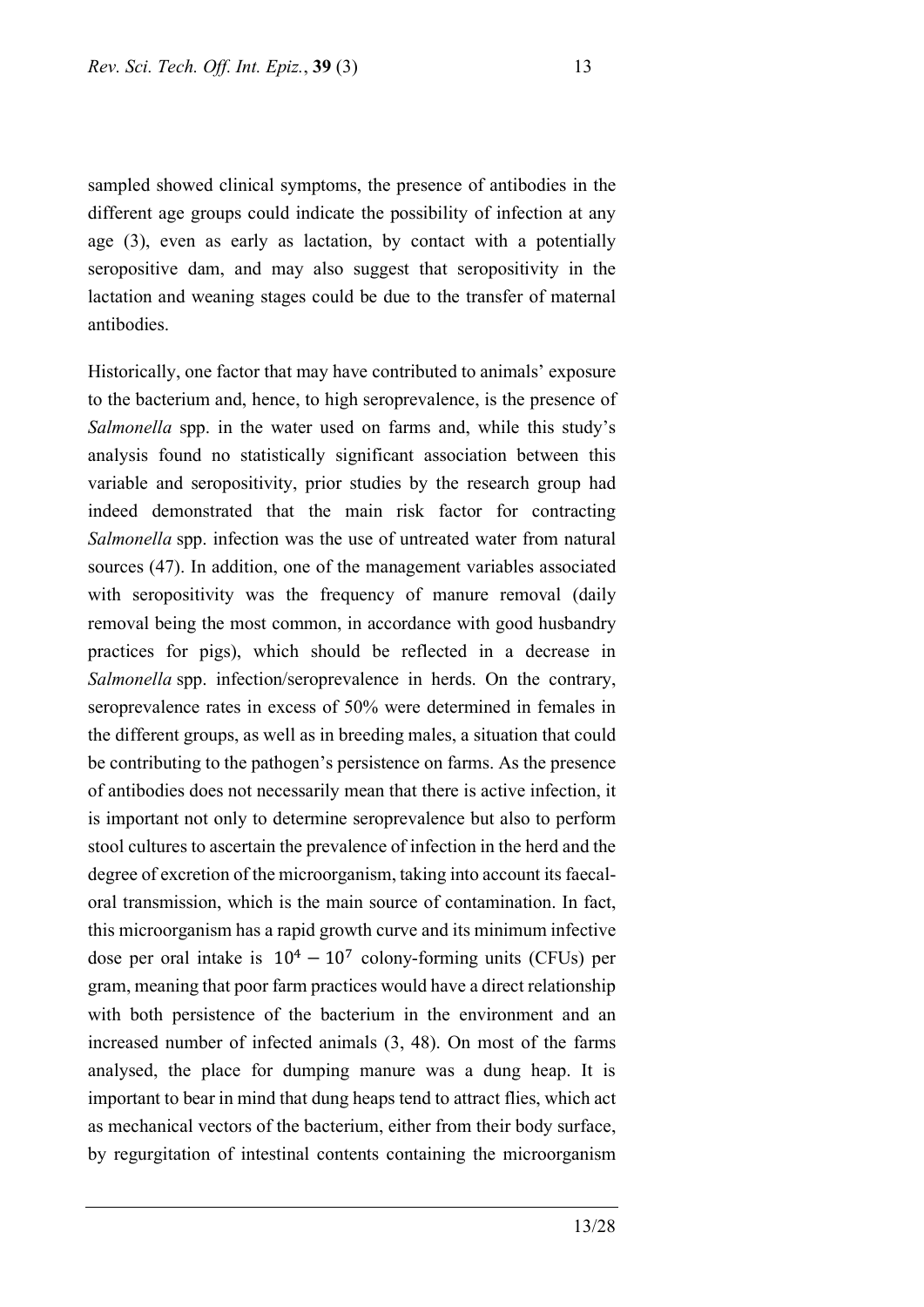sampled showed clinical symptoms, the presence of antibodies in the different age groups could indicate the possibility of infection at any age (3), even as early as lactation, by contact with a potentially seropositive dam, and may also suggest that seropositivity in the lactation and weaning stages could be due to the transfer of maternal antibodies.

Historically, one factor that may have contributed to animals' exposure to the bacterium and, hence, to high seroprevalence, is the presence of *Salmonella* spp. in the water used on farms and, while this study's analysis found no statistically significant association between this variable and seropositivity, prior studies by the research group had indeed demonstrated that the main risk factor for contracting *Salmonella* spp. infection was the use of untreated water from natural sources (47). In addition, one of the management variables associated with seropositivity was the frequency of manure removal (daily removal being the most common, in accordance with good husbandry practices for pigs), which should be reflected in a decrease in *Salmonella* spp. infection/seroprevalence in herds. On the contrary, seroprevalence rates in excess of 50% were determined in females in the different groups, as well as in breeding males, a situation that could be contributing to the pathogen's persistence on farms. As the presence of antibodies does not necessarily mean that there is active infection, it is important not only to determine seroprevalence but also to perform stool cultures to ascertain the prevalence of infection in the herd and the degree of excretion of the microorganism, taking into account its faecal-oral transmission, which is the main source of contamination. In fact, this microorganism has a rapid growth curve and its minimum infective dose per oral intake is $10^4 - 10^7$ colony-forming units (CFUs) per gram, meaning that poor farm practices would have a direct relationship with both persistence of the bacterium in the environment and an increased number of infected animals (3, 48). On most of the farms analysed, the place for dumping manure was a dung heap. It is important to bear in mind that dung heaps tend to attract flies, which act as mechanical vectors of the bacterium, either from their body surface, by regurgitation of intestinal contents containing the microorganism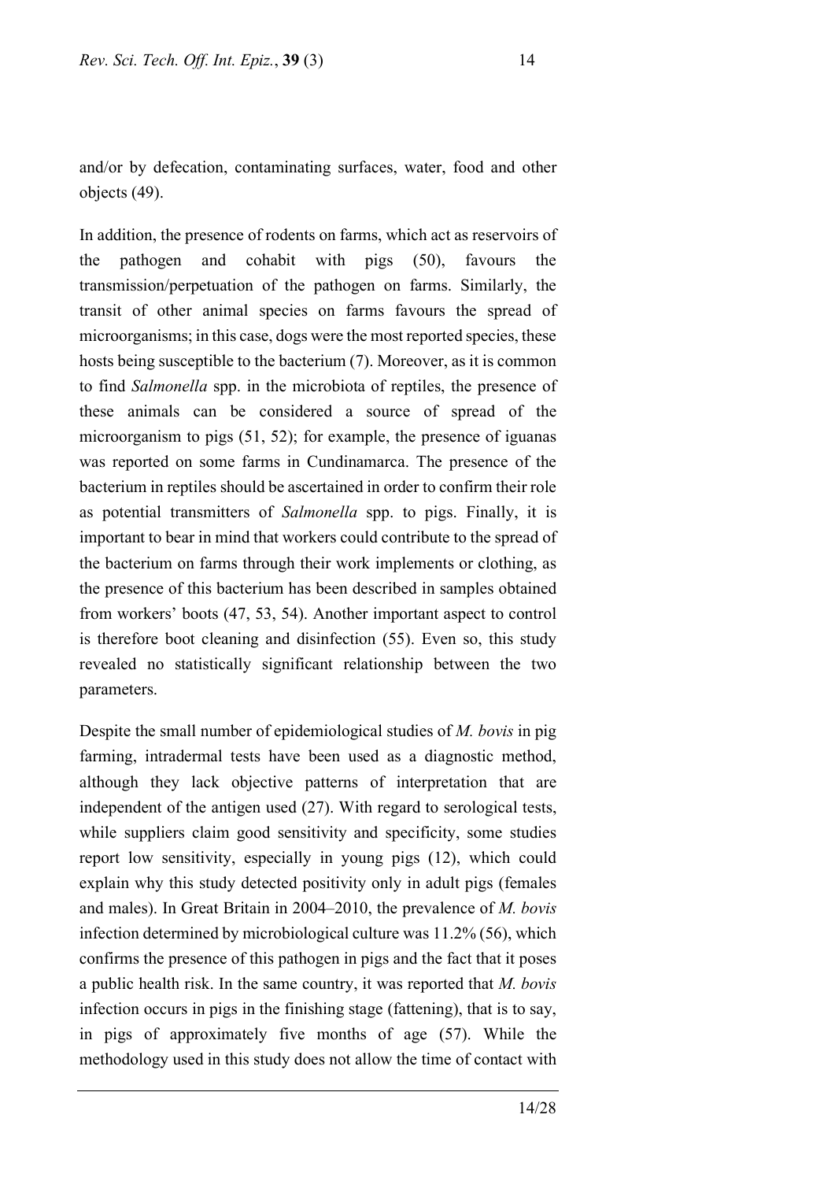and/or by defecation, contaminating surfaces, water, food and other objects (49).

In addition, the presence of rodents on farms, which act as reservoirs of the pathogen and cohabit with pigs (50), favours the transmission/perpetuation of the pathogen on farms. Similarly, the transit of other animal species on farms favours the spread of microorganisms; in this case, dogs were the most reported species, these hosts being susceptible to the bacterium (7). Moreover, as it is common to find *Salmonella* spp. in the microbiota of reptiles, the presence of these animals can be considered a source of spread of the microorganism to pigs (51, 52); for example, the presence of iguanas was reported on some farms in Cundinamarca. The presence of the bacterium in reptiles should be ascertained in order to confirm their role as potential transmitters of *Salmonella* spp. to pigs. Finally, it is important to bear in mind that workers could contribute to the spread of the bacterium on farms through their work implements or clothing, as the presence of this bacterium has been described in samples obtained from workers' boots (47, 53, 54). Another important aspect to control is therefore boot cleaning and disinfection (55). Even so, this study revealed no statistically significant relationship between the two parameters.

Despite the small number of epidemiological studies of *M. bovis* in pig farming, intradermal tests have been used as a diagnostic method, although they lack objective patterns of interpretation that are independent of the antigen used (27). With regard to serological tests, while suppliers claim good sensitivity and specificity, some studies report low sensitivity, especially in young pigs (12), which could explain why this study detected positivity only in adult pigs (females and males). In Great Britain in 2004–2010, the prevalence of *M. bovis* infection determined by microbiological culture was 11.2% (56), which confirms the presence of this pathogen in pigs and the fact that it poses a public health risk. In the same country, it was reported that *M. bovis* infection occurs in pigs in the finishing stage (fattening), that is to say, in pigs of approximately five months of age (57). While the methodology used in this study does not allow the time of contact with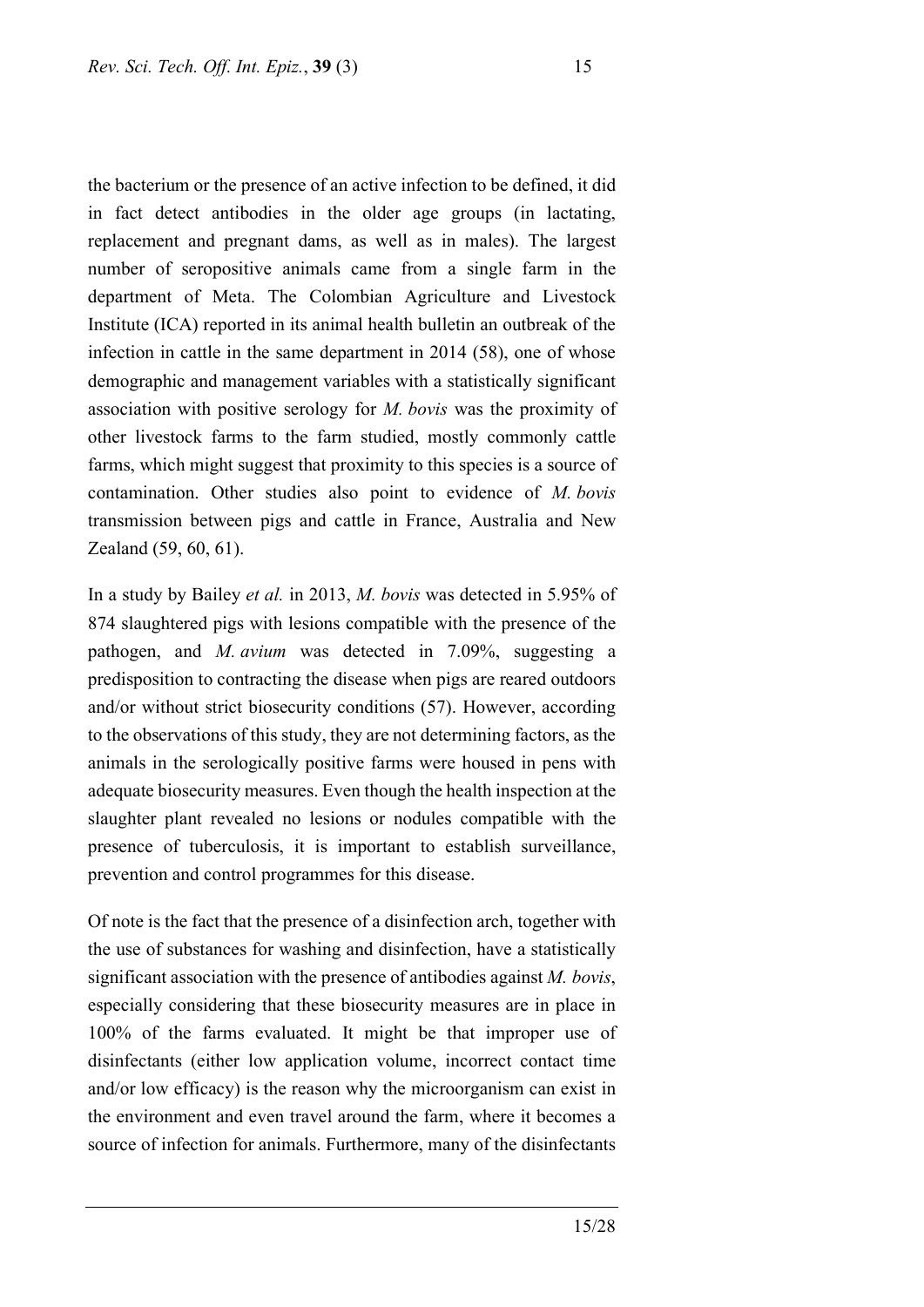the bacterium or the presence of an active infection to be defined, it did in fact detect antibodies in the older age groups (in lactating, replacement and pregnant dams, as well as in males). The largest number of seropositive animals came from a single farm in the department of Meta. The Colombian Agriculture and Livestock Institute (ICA) reported in its animal health bulletin an outbreak of the infection in cattle in the same department in 2014 (58), one of whose demographic and management variables with a statistically significant association with positive serology for *M. bovis* was the proximity of other livestock farms to the farm studied, mostly commonly cattle farms, which might suggest that proximity to this species is a source of contamination. Other studies also point to evidence of *M. bovis* transmission between pigs and cattle in France, Australia and New Zealand (59, 60, 61).

In a study by Bailey *et al.* in 2013, *M. bovis* was detected in 5.95% of 874 slaughtered pigs with lesions compatible with the presence of the pathogen, and *M. avium* was detected in 7.09%, suggesting a predisposition to contracting the disease when pigs are reared outdoors and/or without strict biosecurity conditions (57). However, according to the observations of this study, they are not determining factors, as the animals in the serologically positive farms were housed in pens with adequate biosecurity measures. Even though the health inspection at the slaughter plant revealed no lesions or nodules compatible with the presence of tuberculosis, it is important to establish surveillance, prevention and control programmes for this disease.

Of note is the fact that the presence of a disinfection arch, together with the use of substances for washing and disinfection, have a statistically significant association with the presence of antibodies against *M. bovis*, especially considering that these biosecurity measures are in place in 100% of the farms evaluated. It might be that improper use of disinfectants (either low application volume, incorrect contact time and/or low efficacy) is the reason why the microorganism can exist in the environment and even travel around the farm, where it becomes a source of infection for animals. Furthermore, many of the disinfectants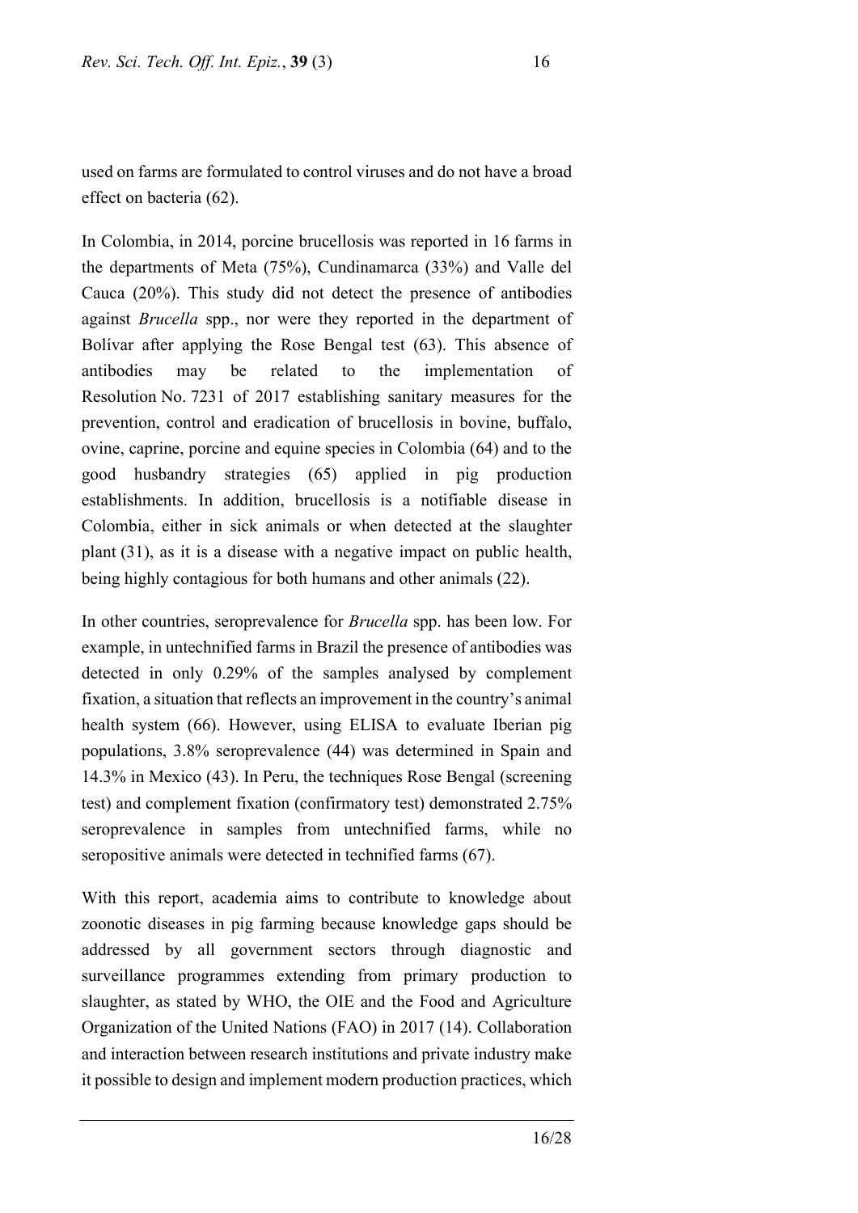used on farms are formulated to control viruses and do not have a broad effect on bacteria (62).

In Colombia, in 2014, porcine brucellosis was reported in 16 farms in the departments of Meta (75%), Cundinamarca (33%) and Valle del Cauca (20%). This study did not detect the presence of antibodies against *Brucella* spp., nor were they reported in the department of Bolívar after applying the Rose Bengal test (63). This absence of antibodies may be related to the implementation of Resolution No. 7231 of 2017 establishing sanitary measures for the prevention, control and eradication of brucellosis in bovine, buffalo, ovine, caprine, porcine and equine species in Colombia (64) and to the good husbandry strategies (65) applied in pig production establishments. In addition, brucellosis is a notifiable disease in Colombia, either in sick animals or when detected at the slaughter plant (31), as it is a disease with a negative impact on public health, being highly contagious for both humans and other animals (22).

In other countries, seroprevalence for *Brucella* spp. has been low. For example, in untechnified farms in Brazil the presence of antibodies was detected in only 0.29% of the samples analysed by complement fixation, a situation that reflects an improvement in the country's animal health system (66). However, using ELISA to evaluate Iberian pig populations, 3.8% seroprevalence (44) was determined in Spain and 14.3% in Mexico (43). In Peru, the techniques Rose Bengal (screening test) and complement fixation (confirmatory test) demonstrated 2.75% seroprevalence in samples from untechnified farms, while no seropositive animals were detected in technified farms (67).

With this report, academia aims to contribute to knowledge about zoonotic diseases in pig farming because knowledge gaps should be addressed by all government sectors through diagnostic and surveillance programmes extending from primary production to slaughter, as stated by WHO, the OIE and the Food and Agriculture Organization of the United Nations (FAO) in 2017 (14). Collaboration and interaction between research institutions and private industry make it possible to design and implement modern production practices, which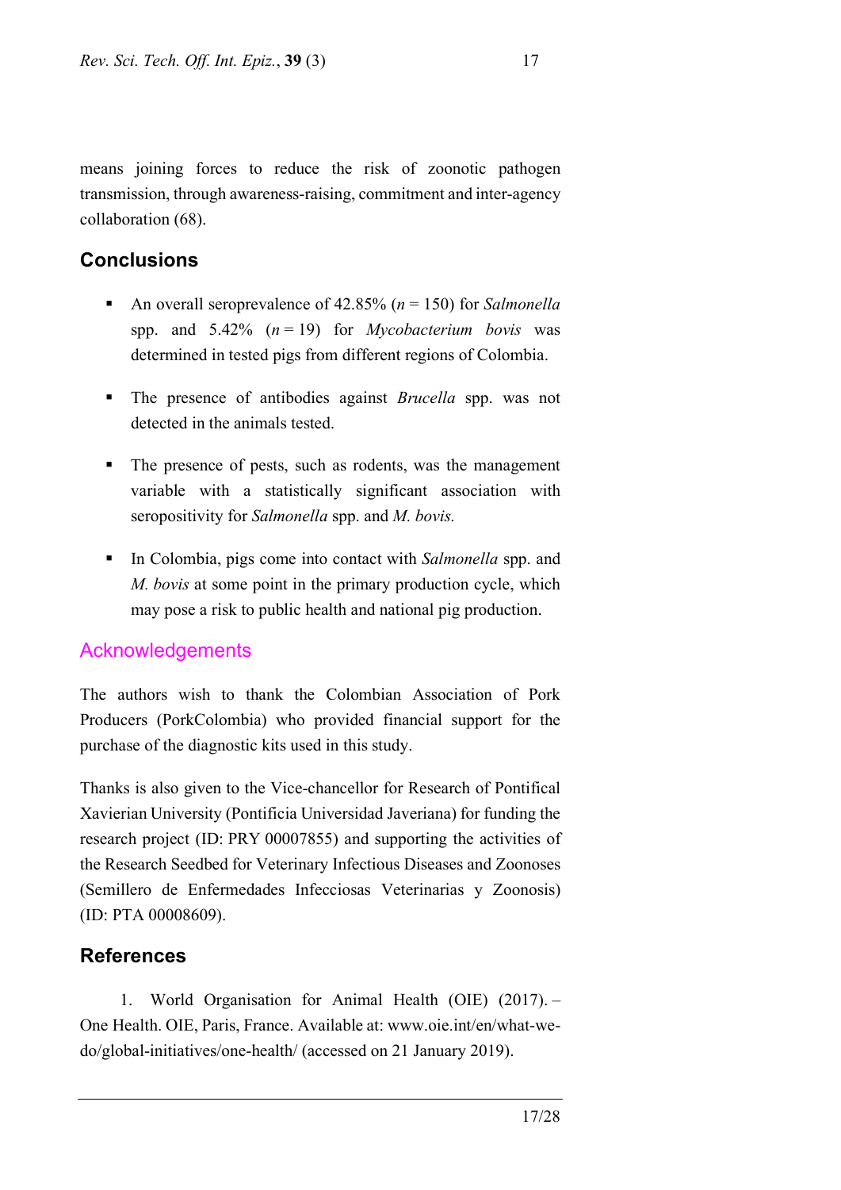means joining forces to reduce the risk of zoonotic pathogen transmission, through awareness-raising, commitment and inter-agency collaboration (68).

## Conclusions

- An overall seroprevalence of 42.85% ($n = 150$) for *Salmonella* spp. and 5.42% ($n = 19$) for *Mycobacterium bovis* was determined in tested pigs from different regions of Colombia.
- The presence of antibodies against *Brucella* spp. was not detected in the animals tested.
- The presence of pests, such as rodents, was the management variable with a statistically significant association with seropositivity for *Salmonella* spp. and *M. bovis.*
- In Colombia, pigs come into contact with *Salmonella* spp. and *M. bovis* at some point in the primary production cycle, which may pose a risk to public health and national pig production.

## Acknowledgements

The authors wish to thank the Colombian Association of Pork Producers (PorkColombia) who provided financial support for the purchase of the diagnostic kits used in this study.

Thanks is also given to the Vice-chancellor for Research of Pontifical Xavierian University (Pontificia Universidad Javeriana) for funding the research project (ID: PRY 00007855) and supporting the activities of the Research Seedbed for Veterinary Infectious Diseases and Zoonoses (Semillero de Enfermedades Infecciosas Veterinarias y Zoonosis) (ID: PTA 00008609).

## References

1. World Organisation for Animal Health (OIE) (2017). – One Health. OIE, Paris, France. Available at: www.oie.int/en/what-we-do/global-initiatives/one-health/ (accessed on 21 January 2019).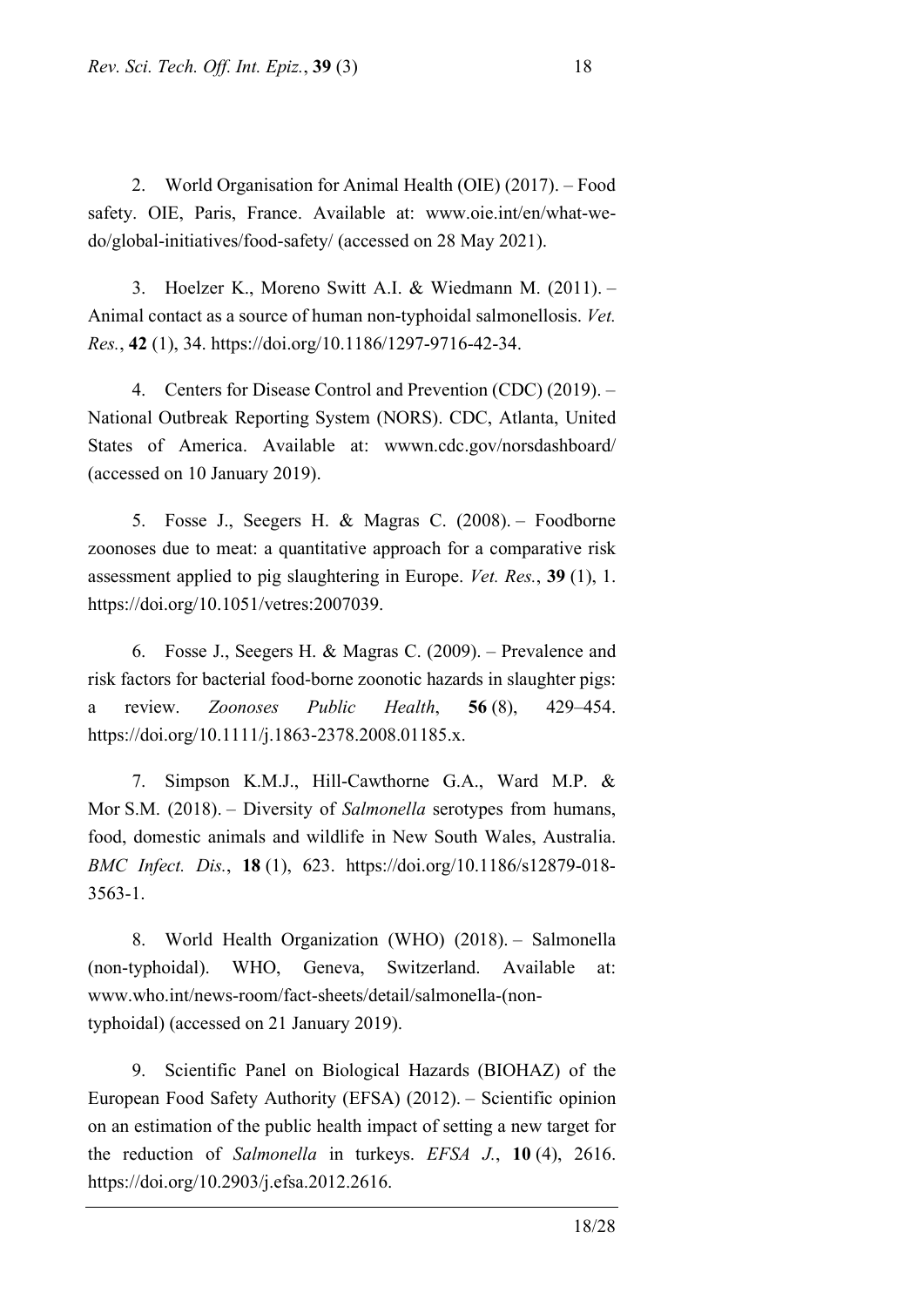2. World Organisation for Animal Health (OIE) (2017). – Food safety. OIE, Paris, France. Available at: www.oie.int/en/what-we-do/global-initiatives/food-safety/ (accessed on 28 May 2021).

3. Hoelzer K., Moreno Switt A.I. & Wiedmann M. (2011). – Animal contact as a source of human non-typhoidal salmonellosis. *Vet. Res.*, **42** (1), 34. https://doi.org/10.1186/1297-9716-42-34.

4. Centers for Disease Control and Prevention (CDC) (2019). – National Outbreak Reporting System (NORS). CDC, Atlanta, United States of America. Available at: wwwn.cdc.gov/norsdashboard/ (accessed on 10 January 2019).

5. Fosse J., Seegers H. & Magras C. (2008). – Foodborne zoonoses due to meat: a quantitative approach for a comparative risk assessment applied to pig slaughtering in Europe. *Vet. Res.*, **39** (1), 1. https://doi.org/10.1051/vetres:2007039.

6. Fosse J., Seegers H. & Magras C. (2009). – Prevalence and risk factors for bacterial food-borne zoonotic hazards in slaughter pigs: a review. *Zoonoses Public Health*, **56** (8), 429–454. https://doi.org/10.1111/j.1863-2378.2008.01185.x.

7. Simpson K.M.J., Hill-Cawthorne G.A., Ward M.P. & Mor S.M. (2018). – Diversity of *Salmonella* serotypes from humans, food, domestic animals and wildlife in New South Wales, Australia. *BMC Infect. Dis.*, **18** (1), 623. https://doi.org/10.1186/s12879-018-3563-1.

8. World Health Organization (WHO) (2018). – Salmonella (non-typhoidal). WHO, Geneva, Switzerland. Available at: www.who.int/news-room/fact-sheets/detail/salmonella-(non-typhoidal) (accessed on 21 January 2019).

9. Scientific Panel on Biological Hazards (BIOHAZ) of the European Food Safety Authority (EFSA) (2012). – Scientific opinion on an estimation of the public health impact of setting a new target for the reduction of *Salmonella* in turkeys. *EFSA J.*, **10** (4), 2616. https://doi.org/10.2903/j.efsa.2012.2616.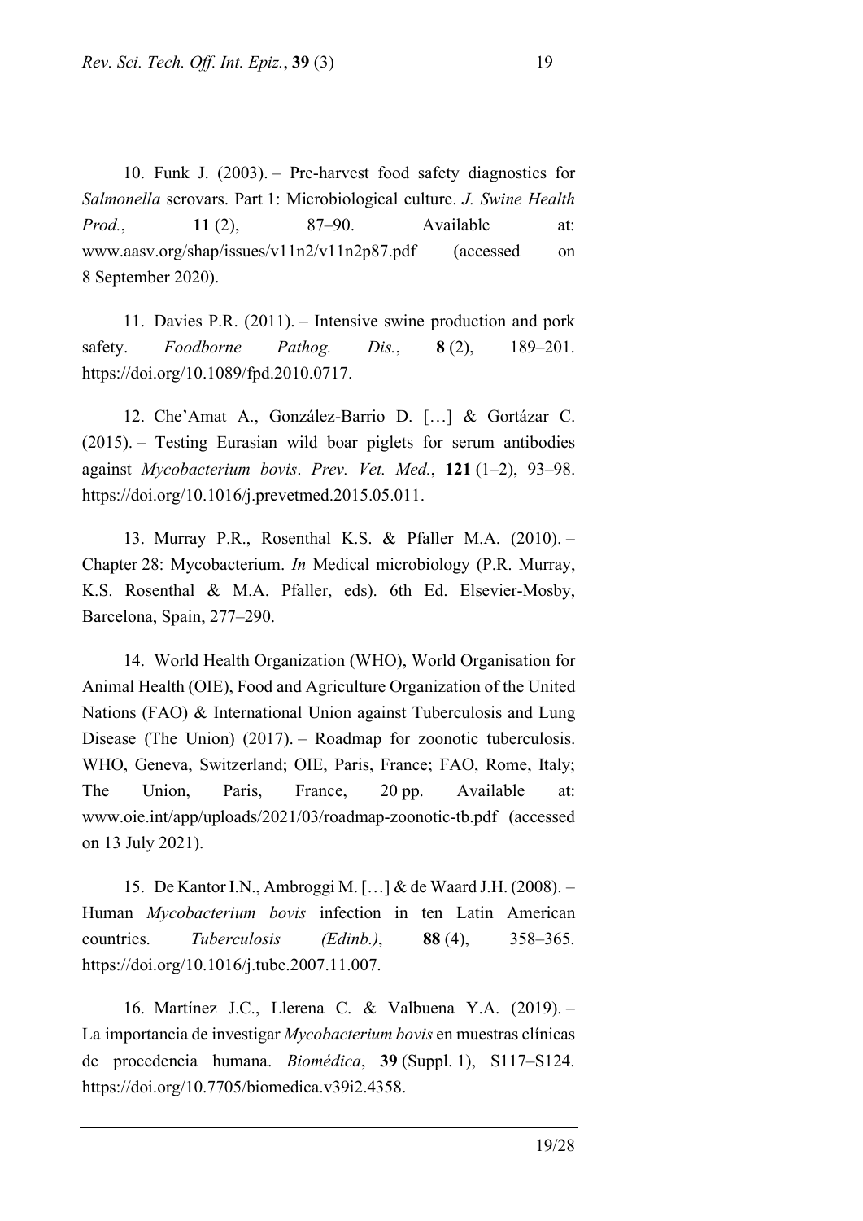10. Funk J. (2003). – Pre-harvest food safety diagnostics for *Salmonella* serovars. Part 1: Microbiological culture. *J. Swine Health Prod.*, **11** (2), 87–90. Available at: www.aasv.org/shap/issues/v11n2/v11n2p87.pdf (accessed on 8 September 2020).

11. Davies P.R. (2011). – Intensive swine production and pork safety. *Foodborne Pathog. Dis.*, **8** (2), 189–201. https://doi.org/10.1089/fpd.2010.0717.

12. Che'Amat A., González-Barrio D. […] & Gortázar C. (2015). – Testing Eurasian wild boar piglets for serum antibodies against *Mycobacterium bovis*. *Prev. Vet. Med.*, **121** (1–2), 93–98. https://doi.org/10.1016/j.prevetmed.2015.05.011.

13. Murray P.R., Rosenthal K.S. & Pfaller M.A. (2010). – Chapter 28: Mycobacterium. *In* Medical microbiology (P.R. Murray, K.S. Rosenthal & M.A. Pfaller, eds). 6th Ed. Elsevier-Mosby, Barcelona, Spain, 277–290.

14. World Health Organization (WHO), World Organisation for Animal Health (OIE), Food and Agriculture Organization of the United Nations (FAO) & International Union against Tuberculosis and Lung Disease (The Union) (2017). – Roadmap for zoonotic tuberculosis. WHO, Geneva, Switzerland; OIE, Paris, France; FAO, Rome, Italy; The Union, Paris, France, 20 pp. Available at: www.oie.int/app/uploads/2021/03/roadmap-zoonotic-tb.pdf (accessed on 13 July 2021).

15. De Kantor I.N., Ambroggi M. […] & de Waard J.H. (2008). – Human *Mycobacterium bovis* infection in ten Latin American countries. *Tuberculosis (Edinb.)*, **88** (4), 358–365. https://doi.org/10.1016/j.tube.2007.11.007.

16. Martínez J.C., Llerena C. & Valbuena Y.A. (2019). – La importancia de investigar *Mycobacterium bovis* en muestras clínicas de procedencia humana. *Biomédica*, **39** (Suppl. 1), S117–S124. https://doi.org/10.7705/biomedica.v39i2.4358.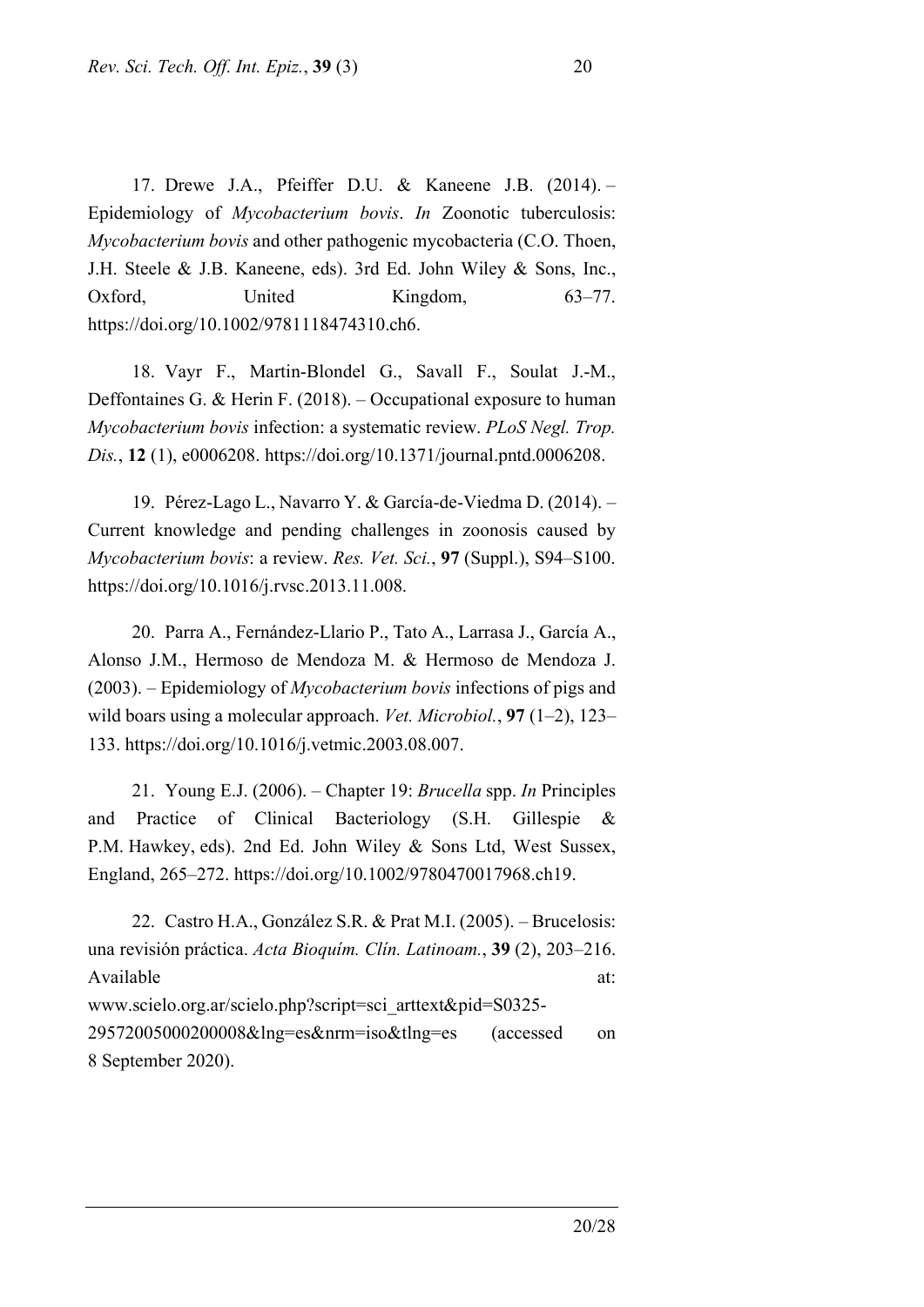17. Drewe J.A., Pfeiffer D.U. & Kaneene J.B. (2014). – Epidemiology of *Mycobacterium bovis*. *In* Zoonotic tuberculosis: *Mycobacterium bovis* and other pathogenic mycobacteria (C.O. Thoen, J.H. Steele & J.B. Kaneene, eds). 3rd Ed. John Wiley & Sons, Inc., Oxford, United Kingdom, 63–77. https://doi.org/10.1002/9781118474310.ch6.

18. Vayr F., Martin-Blondel G., Savall F., Soulat J.-M., Deffontaines G. & Herin F. (2018). – Occupational exposure to human *Mycobacterium bovis* infection: a systematic review. *PLoS Negl. Trop. Dis.*, **12** (1), e0006208. https://doi.org/10.1371/journal.pntd.0006208.

19. Pérez-Lago L., Navarro Y. & García-de-Viedma D. (2014). – Current knowledge and pending challenges in zoonosis caused by *Mycobacterium bovis*: a review. *Res. Vet. Sci.*, **97** (Suppl.), S94–S100. https://doi.org/10.1016/j.rvsc.2013.11.008.

20. Parra A., Fernández-Llario P., Tato A., Larrasa J., García A., Alonso J.M., Hermoso de Mendoza M. & Hermoso de Mendoza J. (2003). – Epidemiology of *Mycobacterium bovis* infections of pigs and wild boars using a molecular approach. *Vet. Microbiol.*, **97** (1–2), 123–133. https://doi.org/10.1016/j.vetmic.2003.08.007.

21. Young E.J. (2006). – Chapter 19: *Brucella* spp. *In* Principles and Practice of Clinical Bacteriology (S.H. Gillespie & P.M. Hawkey, eds). 2nd Ed. John Wiley & Sons Ltd, West Sussex, England, 265–272. https://doi.org/10.1002/9780470017968.ch19.

22. Castro H.A., González S.R. & Prat M.I. (2005). – Brucelosis: una revisión práctica. *Acta Bioquím. Clín. Latinoam.*, **39** (2), 203–216. Available at: www.scielo.org.ar/scielo.php?script=sci_arttext&pid=S0325-29572005000200008&lng=es&nrm=iso&tlng=es (accessed on 8 September 2020).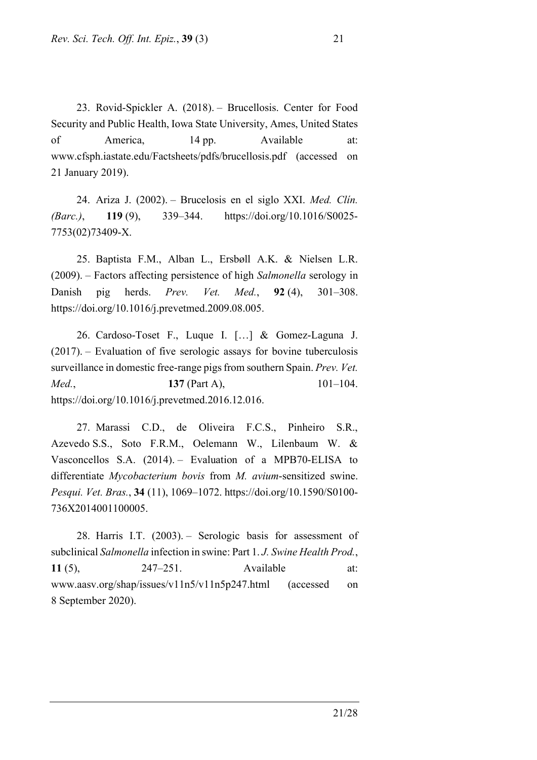23. Rovid-Spickler A. (2018). – Brucellosis. Center for Food Security and Public Health, Iowa State University, Ames, United States of America, 14 pp. Available at: www.cfsph.iastate.edu/Factsheets/pdfs/brucellosis.pdf (accessed on 21 January 2019).

24. Ariza J. (2002). – Brucelosis en el siglo XXI. *Med. Clín. (Barc.)*, **119** (9), 339–344. https://doi.org/10.1016/S0025-7753(02)73409-X.

25. Baptista F.M., Alban L., Ersbøll A.K. & Nielsen L.R. (2009). – Factors affecting persistence of high *Salmonella* serology in Danish pig herds. *Prev. Vet. Med.*, **92** (4), 301–308. https://doi.org/10.1016/j.prevetmed.2009.08.005.

26. Cardoso-Toset F., Luque I. […] & Gomez-Laguna J. (2017). – Evaluation of five serologic assays for bovine tuberculosis surveillance in domestic free-range pigs from southern Spain. *Prev. Vet. Med.*, **137** (Part A), 101–104. https://doi.org/10.1016/j.prevetmed.2016.12.016.

27. Marassi C.D., de Oliveira F.C.S., Pinheiro S.R., Azevedo S.S., Soto F.R.M., Oelemann W., Lilenbaum W. & Vasconcellos S.A. (2014). – Evaluation of a MPB70-ELISA to differentiate *Mycobacterium bovis* from *M. avium*-sensitized swine. *Pesqui. Vet. Bras.*, **34** (11), 1069–1072. https://doi.org/10.1590/S0100-736X2014001100005.

28. Harris I.T. (2003). – Serologic basis for assessment of subclinical *Salmonella* infection in swine: Part 1. *J. Swine Health Prod.*, **11** (5), 247–251. Available at: www.aasv.org/shap/issues/v11n5/v11n5p247.html (accessed on 8 September 2020).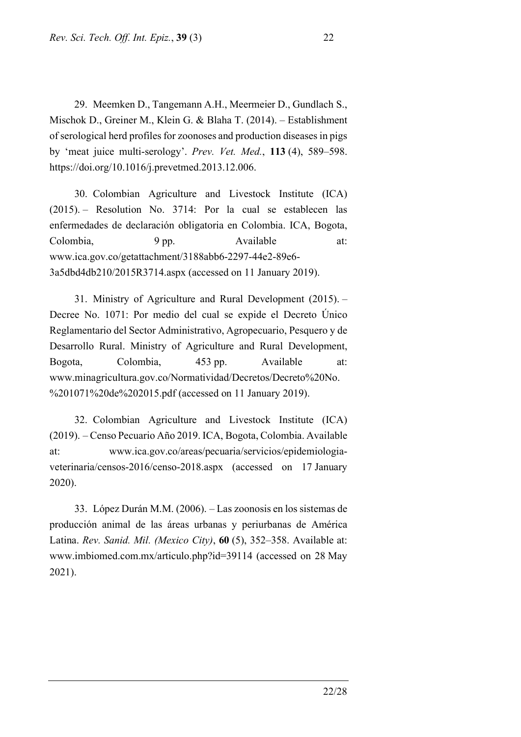29. Meemken D., Tangemann A.H., Meermeier D., Gundlach S., Mischok D., Greiner M., Klein G. & Blaha T. (2014). – Establishment of serological herd profiles for zoonoses and production diseases in pigs by 'meat juice multi-serology'. *Prev. Vet. Med.*, **113** (4), 589–598. https://doi.org/10.1016/j.prevetmed.2013.12.006.

30. Colombian Agriculture and Livestock Institute (ICA) (2015). – Resolution No. 3714: Por la cual se establecen las enfermedades de declaración obligatoria en Colombia. ICA, Bogota, Colombia, 9 pp. Available at: www.ica.gov.co/getattachment/3188abb6-2297-44e2-89e6-3a5dbd4db210/2015R3714.aspx (accessed on 11 January 2019).

31. Ministry of Agriculture and Rural Development (2015). – Decree No. 1071: Por medio del cual se expide el Decreto Único Reglamentario del Sector Administrativo, Agropecuario, Pesquero y de Desarrollo Rural. Ministry of Agriculture and Rural Development, Bogota, Colombia, 453 pp. Available at: www.minagricultura.gov.co/Normatividad/Decretos/Decreto%20No.%201071%20de%202015.pdf (accessed on 11 January 2019).

32. Colombian Agriculture and Livestock Institute (ICA) (2019). – Censo Pecuario Año 2019. ICA, Bogota, Colombia. Available at: www.ica.gov.co/areas/pecuaria/servicios/epidemiologia-veterinaria/censos-2016/censo-2018.aspx (accessed on 17 January 2020).

33. López Durán M.M. (2006). – Las zoonosis en los sistemas de producción animal de las áreas urbanas y periurbanas de América Latina. *Rev. Sanid. Mil. (Mexico City)*, **60** (5), 352–358. Available at: www.imbiomed.com.mx/articulo.php?id=39114 (accessed on 28 May 2021).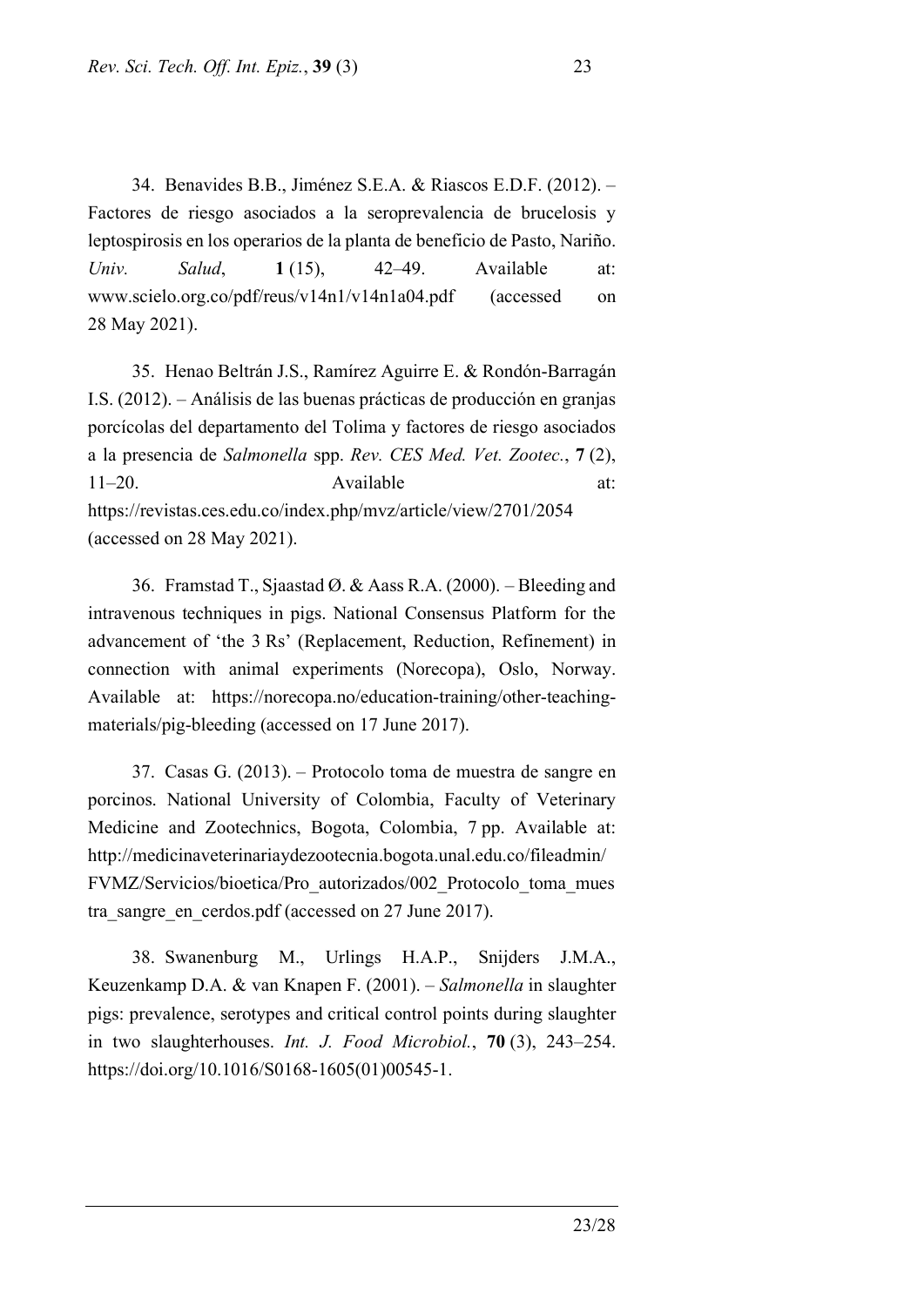34. Benavides B.B., Jiménez S.E.A. & Riascos E.D.F. (2012). – Factores de riesgo asociados a la seroprevalencia de brucelosis y leptospirosis en los operarios de la planta de beneficio de Pasto, Nariño. *Univ. Salud*, **1** (15), 42–49. Available at: www.scielo.org.co/pdf/reus/v14n1/v14n1a04.pdf (accessed on 28 May 2021).

35. Henao Beltrán J.S., Ramírez Aguirre E. & Rondón-Barragán I.S. (2012). – Análisis de las buenas prácticas de producción en granjas porcícolas del departamento del Tolima y factores de riesgo asociados a la presencia de *Salmonella* spp. *Rev. CES Med. Vet. Zootec.*, **7** (2), 11–20. Available at: https://revistas.ces.edu.co/index.php/mvz/article/view/2701/2054 (accessed on 28 May 2021).

36. Framstad T., Sjaastad Ø. & Aass R.A. (2000). – Bleeding and intravenous techniques in pigs. National Consensus Platform for the advancement of 'the 3 Rs' (Replacement, Reduction, Refinement) in connection with animal experiments (Norecopa), Oslo, Norway. Available at: https://norecopa.no/education-training/other-teaching-materials/pig-bleeding (accessed on 17 June 2017).

37. Casas G. (2013). – Protocolo toma de muestra de sangre en porcinos. National University of Colombia, Faculty of Veterinary Medicine and Zootechnics, Bogota, Colombia, 7 pp. Available at: http://medicinaveterinariaydezootecnia.bogota.unal.edu.co/fileadmin/FVMZ/Servicios/bioetica/Pro_autorizados/002_Protocolo_toma_muestra_sangre_en_cerdos.pdf (accessed on 27 June 2017).

38. Swanenburg M., Urlings H.A.P., Snijders J.M.A., Keuzenkamp D.A. & van Knapen F. (2001). – *Salmonella* in slaughter pigs: prevalence, serotypes and critical control points during slaughter in two slaughterhouses. *Int. J. Food Microbiol.*, **70** (3), 243–254. https://doi.org/10.1016/S0168-1605(01)00545-1.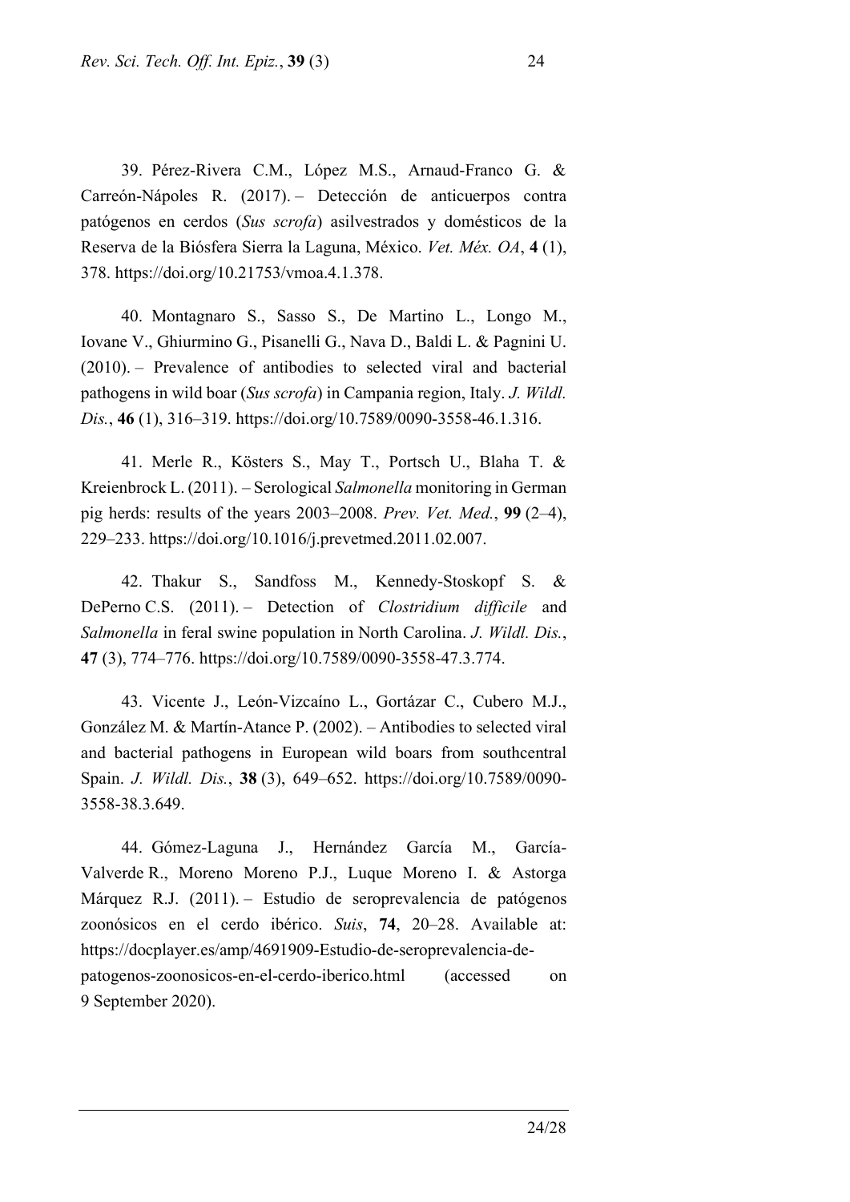39. Pérez-Rivera C.M., López M.S., Arnaud-Franco G. & Carreón-Nápoles R. (2017). – Detección de anticuerpos contra patógenos en cerdos (*Sus scrofa*) asilvestrados y domésticos de la Reserva de la Biósfera Sierra la Laguna, México. *Vet. Méx. OA*, **4** (1), 378. https://doi.org/10.21753/vmoa.4.1.378.

40. Montagnaro S., Sasso S., De Martino L., Longo M., Iovane V., Ghiurmino G., Pisanelli G., Nava D., Baldi L. & Pagnini U. (2010). – Prevalence of antibodies to selected viral and bacterial pathogens in wild boar (*Sus scrofa*) in Campania region, Italy. *J. Wildl. Dis.*, **46** (1), 316–319. https://doi.org/10.7589/0090-3558-46.1.316.

41. Merle R., Kösters S., May T., Portsch U., Blaha T. & Kreienbrock L. (2011). – Serological *Salmonella* monitoring in German pig herds: results of the years 2003–2008. *Prev. Vet. Med.*, **99** (2–4), 229–233. https://doi.org/10.1016/j.prevetmed.2011.02.007.

42. Thakur S., Sandfoss M., Kennedy-Stoskopf S. & DePerno C.S. (2011). – Detection of *Clostridium difficile* and *Salmonella* in feral swine population in North Carolina. *J. Wildl. Dis.*, **47** (3), 774–776. https://doi.org/10.7589/0090-3558-47.3.774.

43. Vicente J., León-Vizcaíno L., Gortázar C., Cubero M.J., González M. & Martín-Atance P. (2002). – Antibodies to selected viral and bacterial pathogens in European wild boars from southcentral Spain. *J. Wildl. Dis.*, **38** (3), 649–652. https://doi.org/10.7589/0090-3558-38.3.649.

44. Gómez-Laguna J., Hernández García M., García-Valverde R., Moreno Moreno P.J., Luque Moreno I. & Astorga Márquez R.J. (2011). – Estudio de seroprevalencia de patógenos zoonósicos en el cerdo ibérico. *Suis*, **74**, 20–28. Available at: https://docplayer.es/amp/4691909-Estudio-de-seroprevalencia-de-patogenos-zoonosicos-en-el-cerdo-iberico.html (accessed on 9 September 2020).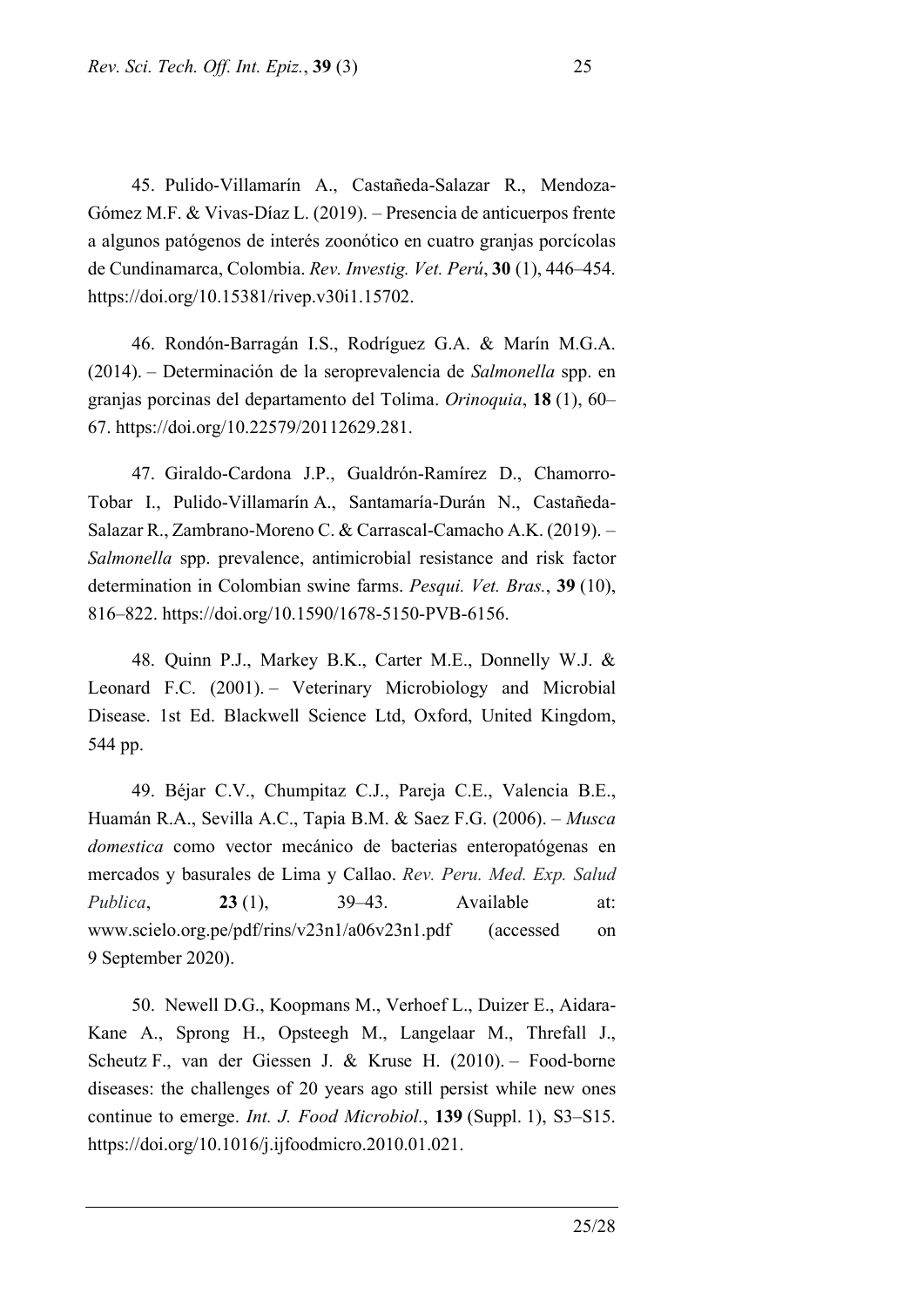45. Pulido-Villamarín A., Castañeda-Salazar R., Mendoza-Gómez M.F. & Vivas-Díaz L. (2019). – Presencia de anticuerpos frente a algunos patógenos de interés zoonótico en cuatro granjas porcícolas de Cundinamarca, Colombia. *Rev. Investig. Vet. Perú*, **30** (1), 446–454. https://doi.org/10.15381/rivep.v30i1.15702.

46. Rondón-Barragán I.S., Rodríguez G.A. & Marín M.G.A. (2014). – Determinación de la seroprevalencia de *Salmonella* spp. en granjas porcinas del departamento del Tolima. *Orinoquia*, **18** (1), 60–67. https://doi.org/10.22579/20112629.281.

47. Giraldo-Cardona J.P., Gualdrón-Ramírez D., Chamorro-Tobar I., Pulido-Villamarín A., Santamaría-Durán N., Castañeda-Salazar R., Zambrano-Moreno C. & Carrascal-Camacho A.K. (2019). – *Salmonella* spp. prevalence, antimicrobial resistance and risk factor determination in Colombian swine farms. *Pesqui. Vet. Bras.*, **39** (10), 816–822. https://doi.org/10.1590/1678-5150-PVB-6156.

48. Quinn P.J., Markey B.K., Carter M.E., Donnelly W.J. & Leonard F.C. (2001). – Veterinary Microbiology and Microbial Disease. 1st Ed. Blackwell Science Ltd, Oxford, United Kingdom, 544 pp.

49. Béjar C.V., Chumpitaz C.J., Pareja C.E., Valencia B.E., Huamán R.A., Sevilla A.C., Tapia B.M. & Saez F.G. (2006). – *Musca domestica* como vector mecánico de bacterias enteropatógenas en mercados y basurales de Lima y Callao. *Rev. Peru. Med. Exp. Salud Publica*, **23** (1), 39–43. Available at: www.scielo.org.pe/pdf/rins/v23n1/a06v23n1.pdf (accessed on 9 September 2020).

50. Newell D.G., Koopmans M., Verhoef L., Duizer E., Aidara-Kane A., Sprong H., Opsteegh M., Langelaar M., Threfall J., Scheutz F., van der Giessen J. & Kruse H. (2010). – Food-borne diseases: the challenges of 20 years ago still persist while new ones continue to emerge. *Int. J. Food Microbiol.*, **139** (Suppl. 1), S3–S15. https://doi.org/10.1016/j.ijfoodmicro.2010.01.021.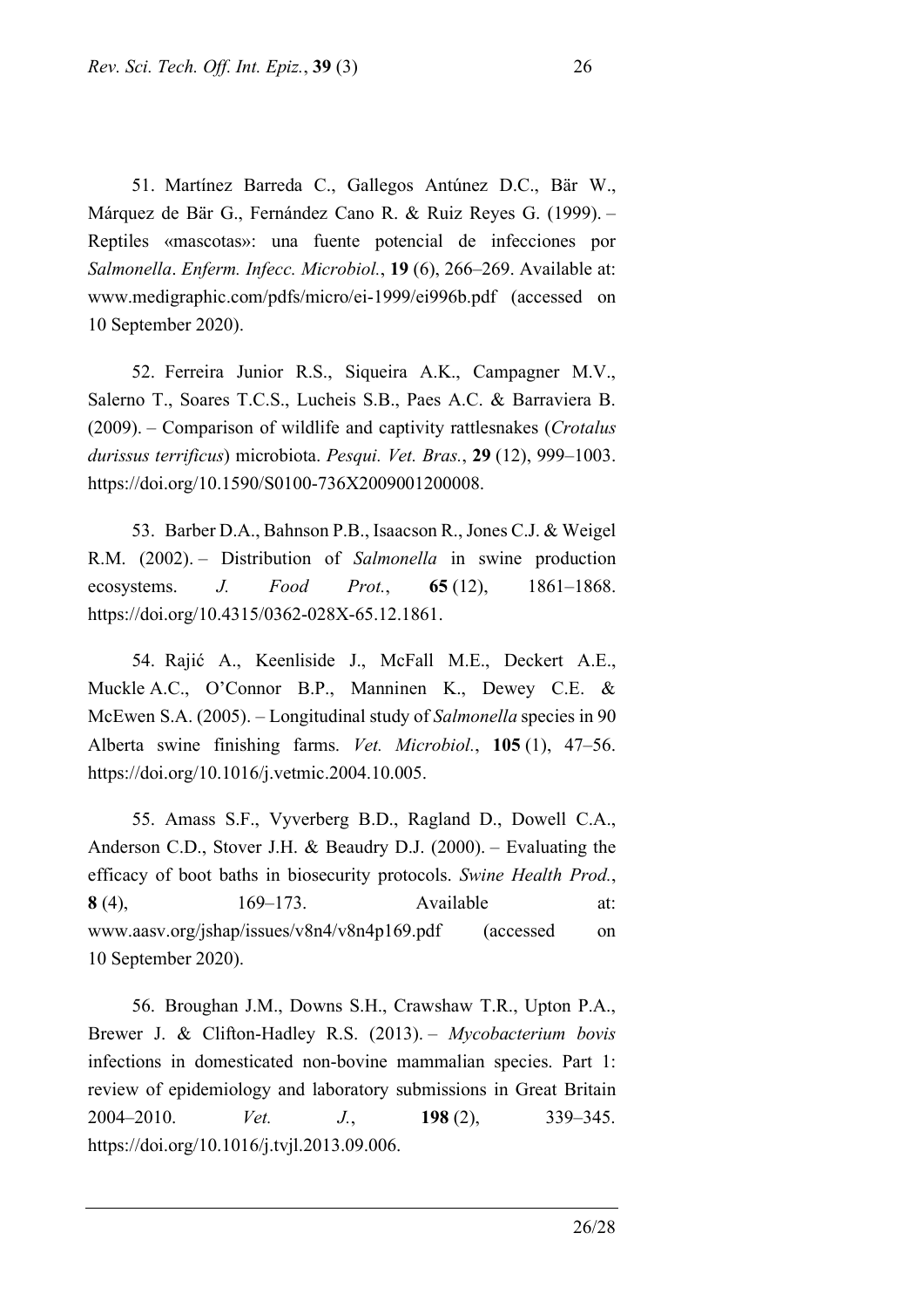51. Martínez Barreda C., Gallegos Antúnez D.C., Bär W., Márquez de Bär G., Fernández Cano R. & Ruiz Reyes G. (1999). – Reptiles «mascotas»: una fuente potencial de infecciones por *Salmonella*. *Enferm. Infecc. Microbiol.*, **19** (6), 266–269. Available at: www.medigraphic.com/pdfs/micro/ei-1999/ei996b.pdf (accessed on 10 September 2020).

52. Ferreira Junior R.S., Siqueira A.K., Campagner M.V., Salerno T., Soares T.C.S., Lucheis S.B., Paes A.C. & Barraviera B. (2009). – Comparison of wildlife and captivity rattlesnakes (*Crotalus durissus terrificus*) microbiota. *Pesqui. Vet. Bras.*, **29** (12), 999–1003. https://doi.org/10.1590/S0100-736X2009001200008.

53. Barber D.A., Bahnson P.B., Isaacson R., Jones C.J. & Weigel R.M. (2002). – Distribution of *Salmonella* in swine production ecosystems. *J. Food Prot.*, **65** (12), 1861–1868. https://doi.org/10.4315/0362-028X-65.12.1861.

54. Rajić A., Keenliside J., McFall M.E., Deckert A.E., Muckle A.C., O'Connor B.P., Manninen K., Dewey C.E. & McEwen S.A. (2005). – Longitudinal study of *Salmonella* species in 90 Alberta swine finishing farms. *Vet. Microbiol.*, **105** (1), 47–56. https://doi.org/10.1016/j.vetmic.2004.10.005.

55. Amass S.F., Vyverberg B.D., Ragland D., Dowell C.A., Anderson C.D., Stover J.H. & Beaudry D.J. (2000). – Evaluating the efficacy of boot baths in biosecurity protocols. *Swine Health Prod.*, **8** (4), 169–173. Available at: www.aasv.org/jshap/issues/v8n4/v8n4p169.pdf (accessed on 10 September 2020).

56. Broughan J.M., Downs S.H., Crawshaw T.R., Upton P.A., Brewer J. & Clifton-Hadley R.S. (2013). – *Mycobacterium bovis* infections in domesticated non-bovine mammalian species. Part 1: review of epidemiology and laboratory submissions in Great Britain 2004–2010. *Vet. J.*, **198** (2), 339–345. https://doi.org/10.1016/j.tvjl.2013.09.006.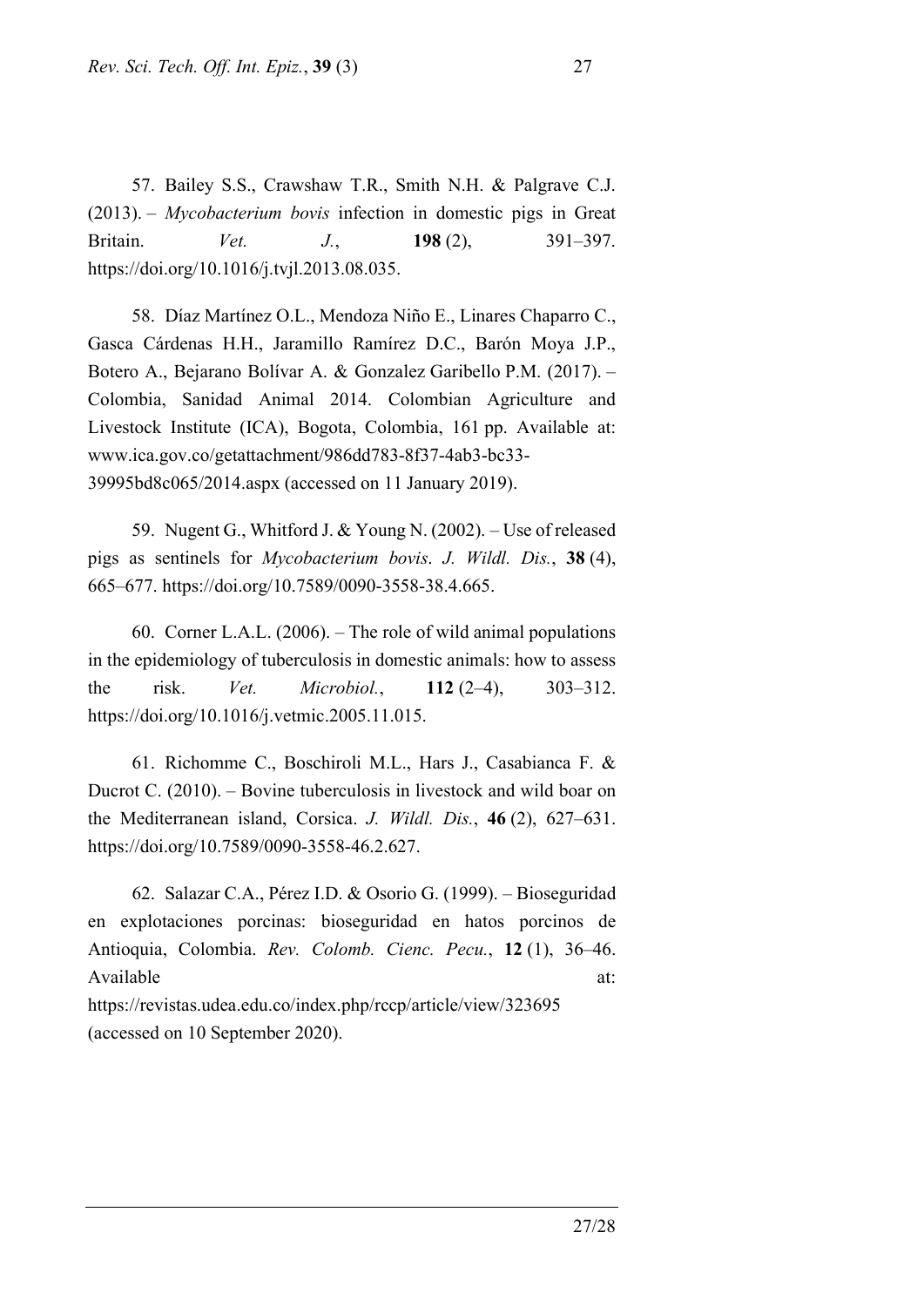57. Bailey S.S., Crawshaw T.R., Smith N.H. & Palgrave C.J. (2013). – *Mycobacterium bovis* infection in domestic pigs in Great Britain. *Vet. J.*, **198** (2), 391–397. https://doi.org/10.1016/j.tvjl.2013.08.035.

58. Díaz Martínez O.L., Mendoza Niño E., Linares Chaparro C., Gasca Cárdenas H.H., Jaramillo Ramírez D.C., Barón Moya J.P., Botero A., Bejarano Bolívar A. & Gonzalez Garibello P.M. (2017). – Colombia, Sanidad Animal 2014. Colombian Agriculture and Livestock Institute (ICA), Bogota, Colombia, 161 pp. Available at: www.ica.gov.co/getattachment/986dd783-8f37-4ab3-bc33-39995bd8c065/2014.aspx (accessed on 11 January 2019).

59. Nugent G., Whitford J. & Young N. (2002). – Use of released pigs as sentinels for *Mycobacterium bovis*. *J. Wildl. Dis.*, **38** (4), 665–677. https://doi.org/10.7589/0090-3558-38.4.665.

60. Corner L.A.L. (2006). – The role of wild animal populations in the epidemiology of tuberculosis in domestic animals: how to assess the risk. *Vet. Microbiol.*, **112** (2–4), 303–312. https://doi.org/10.1016/j.vetmic.2005.11.015.

61. Richomme C., Boschiroli M.L., Hars J., Casabianca F. & Ducrot C. (2010). – Bovine tuberculosis in livestock and wild boar on the Mediterranean island, Corsica. *J. Wildl. Dis.*, **46** (2), 627–631. https://doi.org/10.7589/0090-3558-46.2.627.

62. Salazar C.A., Pérez I.D. & Osorio G. (1999). – Bioseguridad en explotaciones porcinas: bioseguridad en hatos porcinos de Antioquia, Colombia. *Rev. Colomb. Cienc. Pecu.*, **12** (1), 36–46. Available at: https://revistas.udea.edu.co/index.php/rccp/article/view/323695 (accessed on 10 September 2020).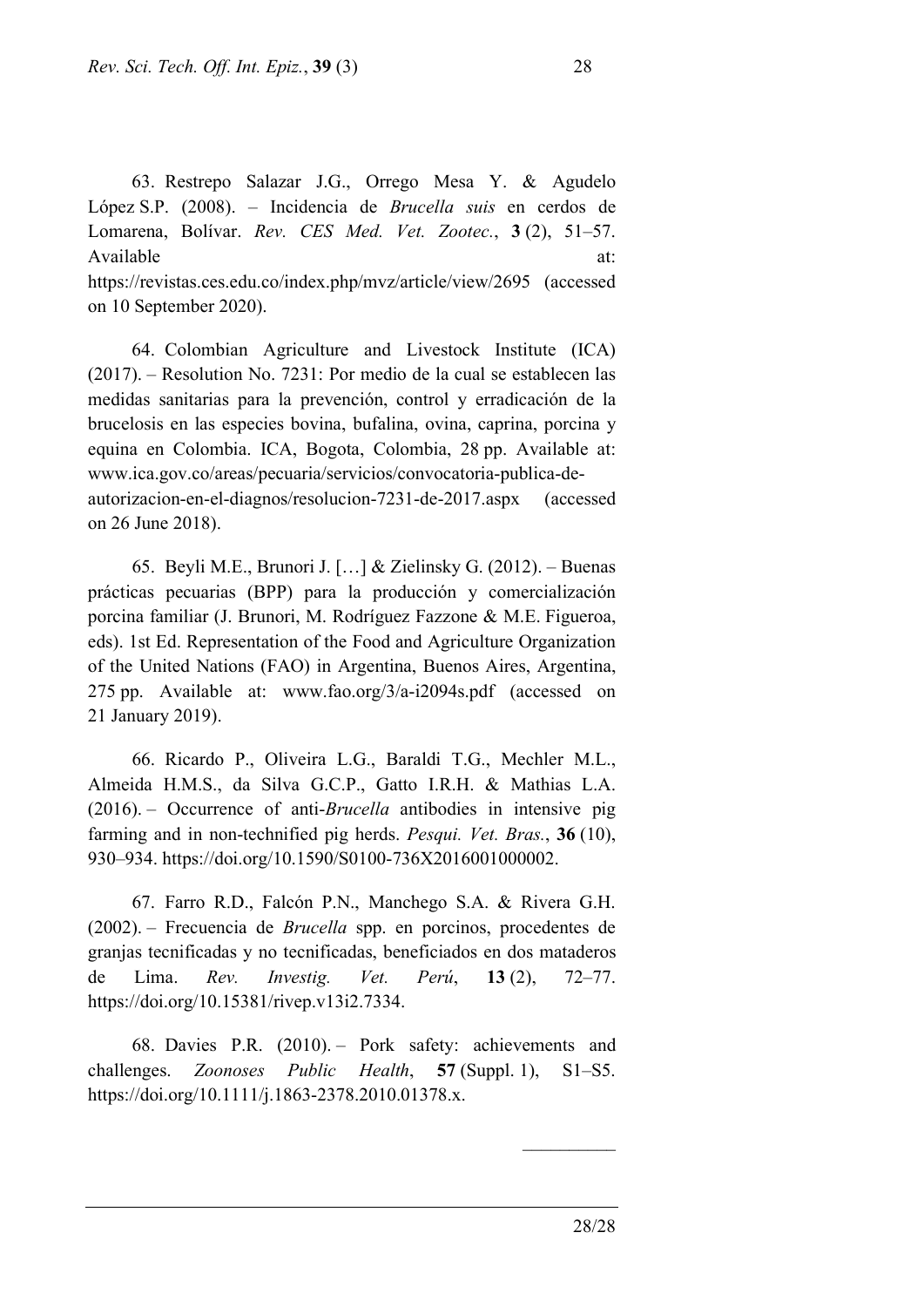63. Restrepo Salazar J.G., Orrego Mesa Y. & Agudelo López S.P. (2008). – Incidencia de *Brucella suis* en cerdos de Lomarena, Bolívar. *Rev. CES Med. Vet. Zootec.*, **3** (2), 51–57. Available at: https://revistas.ces.edu.co/index.php/mvz/article/view/2695 (accessed on 10 September 2020).

64. Colombian Agriculture and Livestock Institute (ICA) (2017). – Resolution No. 7231: Por medio de la cual se establecen las medidas sanitarias para la prevención, control y erradicación de la brucelosis en las especies bovina, bufalina, ovina, caprina, porcina y equina en Colombia. ICA, Bogota, Colombia, 28 pp. Available at: www.ica.gov.co/areas/pecuaria/servicios/convocatoria-publica-de-autorizacion-en-el-diagnos/resolucion-7231-de-2017.aspx (accessed on 26 June 2018).

65. Beyli M.E., Brunori J. […] & Zielinsky G. (2012). – Buenas prácticas pecuarias (BPP) para la producción y comercialización porcina familiar (J. Brunori, M. Rodríguez Fazzone & M.E. Figueroa, eds). 1st Ed. Representation of the Food and Agriculture Organization of the United Nations (FAO) in Argentina, Buenos Aires, Argentina, 275 pp. Available at: www.fao.org/3/a-i2094s.pdf (accessed on 21 January 2019).

66. Ricardo P., Oliveira L.G., Baraldi T.G., Mechler M.L., Almeida H.M.S., da Silva G.C.P., Gatto I.R.H. & Mathias L.A. (2016). – Occurrence of anti-*Brucella* antibodies in intensive pig farming and in non-technified pig herds. *Pesqui. Vet. Bras.*, **36** (10), 930–934. https://doi.org/10.1590/S0100-736X2016001000002.

67. Farro R.D., Falcón P.N., Manchego S.A. & Rivera G.H. (2002). – Frecuencia de *Brucella* spp. en porcinos, procedentes de granjas tecnificadas y no tecnificadas, beneficiados en dos mataderos de Lima. *Rev. Investig. Vet. Perú*, **13** (2), 72–77. https://doi.org/10.15381/rivep.v13i2.7334.

68. Davies P.R. (2010). – Pork safety: achievements and challenges. *Zoonoses Public Health*, **57** (Suppl. 1), S1–S5. https://doi.org/10.1111/j.1863-2378.2010.01378.x.

__________